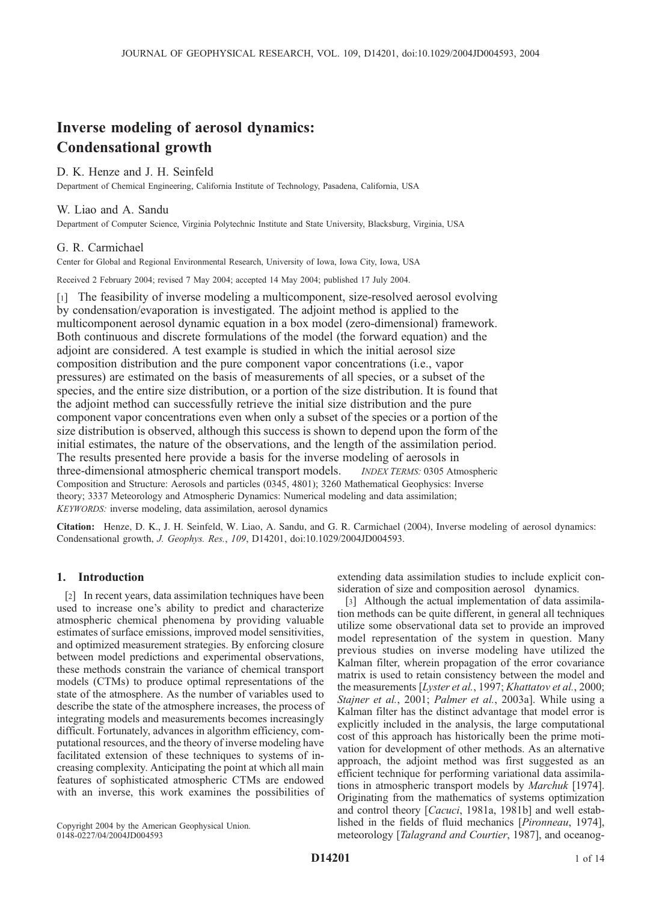# Inverse modeling of aerosol dynamics: Condensational growth

D. K. Henze and J. H. Seinfeld

Department of Chemical Engineering, California Institute of Technology, Pasadena, California, USA

W. Liao and A. Sandu

Department of Computer Science, Virginia Polytechnic Institute and State University, Blacksburg, Virginia, USA

G. R. Carmichael

Center for Global and Regional Environmental Research, University of Iowa, Iowa City, Iowa, USA

Received 2 February 2004; revised 7 May 2004; accepted 14 May 2004; published 17 July 2004.

[1] The feasibility of inverse modeling a multicomponent, size-resolved aerosol evolving by condensation/evaporation is investigated. The adjoint method is applied to the multicomponent aerosol dynamic equation in a box model (zero-dimensional) framework. Both continuous and discrete formulations of the model (the forward equation) and the adjoint are considered. A test example is studied in which the initial aerosol size composition distribution and the pure component vapor concentrations (i.e., vapor pressures) are estimated on the basis of measurements of all species, or a subset of the species, and the entire size distribution, or a portion of the size distribution. It is found that the adjoint method can successfully retrieve the initial size distribution and the pure component vapor concentrations even when only a subset of the species or a portion of the size distribution is observed, although this success is shown to depend upon the form of the initial estimates, the nature of the observations, and the length of the assimilation period. The results presented here provide a basis for the inverse modeling of aerosols in three-dimensional atmospheric chemical transport models. *INDEX TERMS:* 0305 Atmospheric Composition and Structure: Aerosols and particles (0345, 4801); 3260 Mathematical Geophysics: Inverse theory; 3337 Meteorology and Atmospheric Dynamics: Numerical modeling and data assimilation; *KEYWORDS:* inverse modeling, data assimilation, aerosol dynamics

**Citation:** Henze, D. K., J. H. Seinfeld, W. Liao, A. Sandu, and G. R. Carmichael (2004), Inverse modeling of aerosol dynamics: Condensational growth, *J. Geophys. Res.*, *109*, D14201, doi:10.1029/2004JD004593.

## 1. Introduction

[2] In recent years, data assimilation techniques have been used to increase one's ability to predict and characterize atmospheric chemical phenomena by providing valuable estimates of surface emissions, improved model sensitivities, and optimized measurement strategies. By enforcing closure between model predictions and experimental observations, these methods constrain the variance of chemical transport models (CTMs) to produce optimal representations of the state of the atmosphere. As the number of variables used to describe the state of the atmosphere increases, the process of integrating models and measurements becomes increasingly difficult. Fortunately, advances in algorithm efficiency, computational resources, and the theory of inverse modeling have facilitated extension of these techniques to systems of increasing complexity. Anticipating the point at which all main features of sophisticated atmospheric CTMs are endowed with an inverse, this work examines the possibilities of extending data assimilation studies to include explicit consideration of size and composition aerosol dynamics.

[3] Although the actual implementation of data assimilation methods can be quite different, in general all techniques utilize some observational data set to provide an improved model representation of the system in question. Many previous studies on inverse modeling have utilized the Kalman filter, wherein propagation of the error covariance matrix is used to retain consistency between the model and the measurements [*Lyster et al.*, 1997; *Khattatov et al.*, 2000; *Stajner et al.*, 2001; *Palmer et al.*, 2003a]. While using a Kalman filter has the distinct advantage that model error is explicitly included in the analysis, the large computational cost of this approach has historically been the prime motivation for development of other methods. As an alternative approach, the adjoint method was first suggested as an efficient technique for performing variational data assimilations in atmospheric transport models by *Marchuk* [1974]. Originating from the mathematics of systems optimization and control theory [*Cacuci*, 1981a, 1981b] and well established in the fields of fluid mechanics [*Pironneau*, 1974], meteorology [*Talagrand and Courtier*, 1987], and oceanog-

Copyright 2004 by the American Geophysical Union.
0148-0227/04/2004JD004593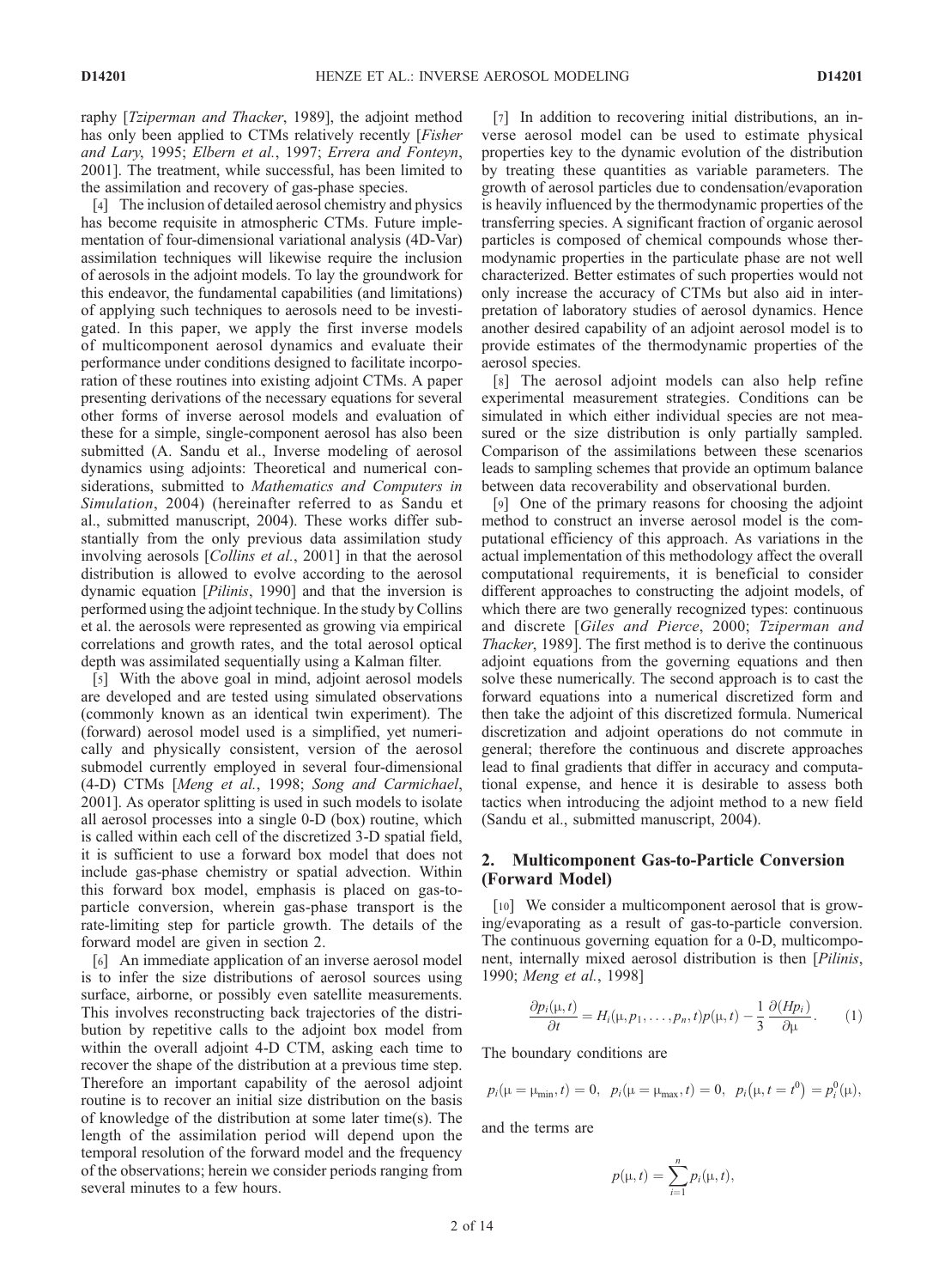raphy [*Tziperman and Thacker*, 1989], the adjoint method has only been applied to CTMs relatively recently [*Fisher and Lary*, 1995; *Elbern et al.*, 1997; *Errera and Fonteyn*, 2001]. The treatment, while successful, has been limited to the assimilation and recovery of gas-phase species.

[4] The inclusion of detailed aerosol chemistry and physics has become requisite in atmospheric CTMs. Future implementation of four-dimensional variational analysis (4D-Var) assimilation techniques will likewise require the inclusion of aerosols in the adjoint models. To lay the groundwork for this endeavor, the fundamental capabilities (and limitations) of applying such techniques to aerosols need to be investigated. In this paper, we apply the first inverse models of multicomponent aerosol dynamics and evaluate their performance under conditions designed to facilitate incorporation of these routines into existing adjoint CTMs. A paper presenting derivations of the necessary equations for several other forms of inverse aerosol models and evaluation of these for a simple, single-component aerosol has also been submitted (A. Sandu et al., Inverse modeling of aerosol dynamics using adjoints: Theoretical and numerical considerations, submitted to *Mathematics and Computers in Simulation*, 2004) (hereinafter referred to as Sandu et al., submitted manuscript, 2004). These works differ substantially from the only previous data assimilation study involving aerosols [*Collins et al.*, 2001] in that the aerosol distribution is allowed to evolve according to the aerosol dynamic equation [*Pilinis*, 1990] and that the inversion is performed using the adjoint technique. In the study by Collins et al. the aerosols were represented as growing via empirical correlations and growth rates, and the total aerosol optical depth was assimilated sequentially using a Kalman filter.

[5] With the above goal in mind, adjoint aerosol models are developed and are tested using simulated observations (commonly known as an identical twin experiment). The (forward) aerosol model used is a simplified, yet numerically and physically consistent, version of the aerosol submodel currently employed in several four-dimensional (4-D) CTMs [*Meng et al.*, 1998; *Song and Carmichael*, 2001]. As operator splitting is used in such models to isolate all aerosol processes into a single 0-D (box) routine, which is called within each cell of the discretized 3-D spatial field, it is sufficient to use a forward box model that does not include gas-phase chemistry or spatial advection. Within this forward box model, emphasis is placed on gas-to-particle conversion, wherein gas-phase transport is the rate-limiting step for particle growth. The details of the forward model are given in section 2.

[6] An immediate application of an inverse aerosol model is to infer the size distributions of aerosol sources using surface, airborne, or possibly even satellite measurements. This involves reconstructing back trajectories of the distribution by repetitive calls to the adjoint box model from within the overall adjoint 4-D CTM, asking each time to recover the shape of the distribution at a previous time step. Therefore an important capability of the aerosol adjoint routine is to recover an initial size distribution on the basis of knowledge of the distribution at some later time(s). The length of the assimilation period will depend upon the temporal resolution of the forward model and the frequency of the observations; herein we consider periods ranging from several minutes to a few hours.

[7] In addition to recovering initial distributions, an inverse aerosol model can be used to estimate physical properties key to the dynamic evolution of the distribution by treating these quantities as variable parameters. The growth of aerosol particles due to condensation/evaporation is heavily influenced by the thermodynamic properties of the transferring species. A significant fraction of organic aerosol particles is composed of chemical compounds whose thermodynamic properties in the particulate phase are not well characterized. Better estimates of such properties would not only increase the accuracy of CTMs but also aid in interpretation of laboratory studies of aerosol dynamics. Hence another desired capability of an adjoint aerosol model is to provide estimates of the thermodynamic properties of the aerosol species.

[8] The aerosol adjoint models can also help refine experimental measurement strategies. Conditions can be simulated in which either individual species are not measured or the size distribution is only partially sampled. Comparison of the assimilations between these scenarios leads to sampling schemes that provide an optimum balance between data recoverability and observational burden.

[9] One of the primary reasons for choosing the adjoint method to construct an inverse aerosol model is the computational efficiency of this approach. As variations in the actual implementation of this methodology affect the overall computational requirements, it is beneficial to consider different approaches to constructing the adjoint models, of which there are two generally recognized types: continuous and discrete [*Giles and Pierce*, 2000; *Tziperman and Thacker*, 1989]. The first method is to derive the continuous adjoint equations from the governing equations and then solve these numerically. The second approach is to cast the forward equations into a numerical discretized form and then take the adjoint of this discretized formula. Numerical discretization and adjoint operations do not commute in general; therefore the continuous and discrete approaches lead to final gradients that differ in accuracy and computational expense, and hence it is desirable to assess both tactics when introducing the adjoint method to a new field (Sandu et al., submitted manuscript, 2004).

## 2. Multicomponent Gas-to-Particle Conversion (Forward Model)

[10] We consider a multicomponent aerosol that is growing/evaporating as a result of gas-to-particle conversion. The continuous governing equation for a 0-D, multicomponent, internally mixed aerosol distribution is then [*Pilinis*, 1990; *Meng et al.*, 1998]

$$\frac{\partial p_i(\mu, t)}{\partial t} = H_i(\mu, p_1, \ldots, p_n, t) p(\mu, t) - \frac{1}{3} \frac{\partial (H p_i)}{\partial \mu}. \tag{1}$$

The boundary conditions are

$$p_i(\mu = \mu_{\min}, t) = 0, \quad p_i(\mu = \mu_{\max}, t) = 0, \quad p_i\left(\mu, t = t^0\right) = p_i^0(\mu),$$

and the terms are

$$p(\mu, t) = \sum_{i=1}^{n} p_i(\mu, t),$$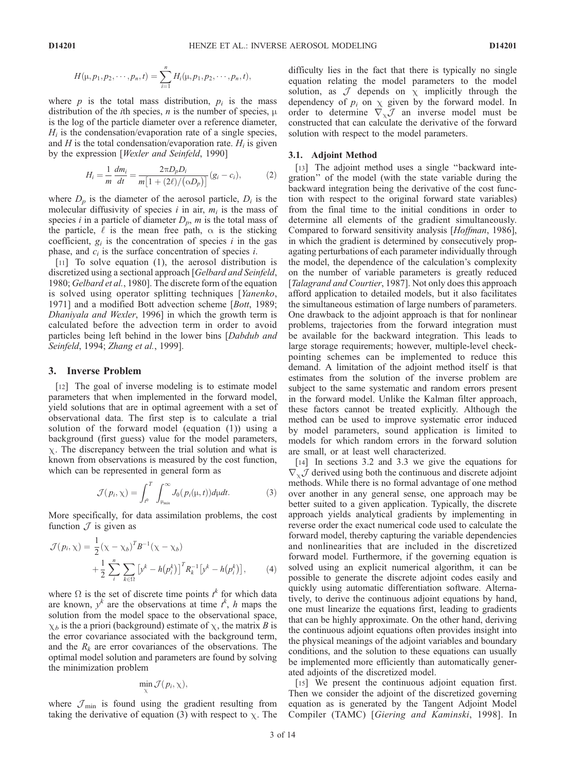$$H(\mu, p_1, p_2, \cdots, p_n, t) = \sum_{i=1}^{n} H_i(\mu, p_1, p_2, \cdots, p_n, t),$$

where $p$ is the total mass distribution, $p_i$ is the mass distribution of the $i$th species, $n$ is the number of species, $\mu$ is the log of the particle diameter over a reference diameter, $H_i$ is the condensation/evaporation rate of a single species, and $H$ is the total condensation/evaporation rate. $H_i$ is given by the expression [*Wexler and Seinfeld*, 1990]

$$H_i = \frac{1}{m}\frac{dm_i}{dt} = \frac{2\pi D_p D_i}{m\left[1 + (2\ell)/(\alpha D_p)\right]}(g_i - c_i), \tag{2}$$

where $D_p$ is the diameter of the aerosol particle, $D_i$ is the molecular diffusivity of species $i$ in air, $m_i$ is the mass of species $i$ in a particle of diameter $D_p$, $m$ is the total mass of the particle, $\ell$ is the mean free path, $\alpha$ is the sticking coefficient, $g_i$ is the concentration of species $i$ in the gas phase, and $c_i$ is the surface concentration of species $i$.

[11] To solve equation (1), the aerosol distribution is discretized using a sectional approach [*Gelbard and Seinfeld*, 1980; *Gelbard et al.*, 1980]. The discrete form of the equation is solved using operator splitting techniques [*Yanenko*, 1971] and a modified Bott advection scheme [*Bott*, 1989; *Dhaniyala and Wexler*, 1996] in which the growth term is calculated before the advection term in order to avoid particles being left behind in the lower bins [*Dabdub and Seinfeld*, 1994; *Zhang et al.*, 1999].

## 3. Inverse Problem

[12] The goal of inverse modeling is to estimate model parameters that when implemented in the forward model, yield solutions that are in optimal agreement with a set of observational data. The first step is to calculate a trial solution of the forward model (equation (1)) using a background (first guess) value for the model parameters, $\chi$. The discrepancy between the trial solution and what is known from observations is measured by the cost function, which can be represented in general form as

$$\mathcal{J}(p_i, \chi) = \int_{t^0}^{T}\int_{\mu_{min}}^{\infty} J_0(p_i(\mu, t))d\mu dt. \tag{3}$$

More specifically, for data assimilation problems, the cost function $\mathcal{J}$ is given as

$$\mathcal{J}(p_i, \chi) = \frac{1}{2}(\chi - \chi_b)^T B^{-1}(\chi - \chi_b) + \frac{1}{2}\sum_{i}^{n}\sum_{k\in\Omega}\left[y^k - h(p_i^k)\right]^T R_k^{-1}\left[y^k - h(p_i^k)\right], \tag{4}$$

where $\Omega$ is the set of discrete time points $t^k$ for which data are known, $y^k$ are the observations at time $t^k$, $h$ maps the solution from the model space to the observational space, $\chi_b$ is the a priori (background) estimate of $\chi$, the matrix $B$ is the error covariance associated with the background term, and the $R_k$ are error covariances of the observations. The optimal model solution and parameters are found by solving the minimization problem

$$\min_{\chi} \mathcal{J}(p_i, \chi),$$

where $\mathcal{J}_{\min}$ is found using the gradient resulting from taking the derivative of equation (3) with respect to $\chi$. The difficulty lies in the fact that there is typically no single equation relating the model parameters to the model solution, as $\mathcal{J}$ depends on $\chi$ implicitly through the dependency of $p_i$ on $\chi$ given by the forward model. In order to determine $\nabla_\chi \mathcal{J}$ an inverse model must be constructed that can calculate the derivative of the forward solution with respect to the model parameters.

### 3.1. Adjoint Method

[13] The adjoint method uses a single "backward integration" of the model (with the state variable during the backward integration being the derivative of the cost function with respect to the original forward state variables) from the final time to the initial conditions in order to determine all elements of the gradient simultaneously. Compared to forward sensitivity analysis [*Hoffman*, 1986], in which the gradient is determined by consecutively propagating perturbations of each parameter individually through the model, the dependence of the calculation's complexity on the number of variable parameters is greatly reduced [*Talagrand and Courtier*, 1987]. Not only does this approach afford application to detailed models, but it also facilitates the simultaneous estimation of large numbers of parameters. One drawback to the adjoint approach is that for nonlinear problems, trajectories from the forward integration must be available for the backward integration. This leads to large storage requirements; however, multiple-level checkpointing schemes can be implemented to reduce this demand. A limitation of the adjoint method itself is that estimates from the solution of the inverse problem are subject to the same systematic and random errors present in the forward model. Unlike the Kalman filter approach, these factors cannot be treated explicitly. Although the method can be used to improve systematic error induced by model parameters, sound application is limited to models for which random errors in the forward solution are small, or at least well characterized.

[14] In sections 3.2 and 3.3 we give the equations for $\nabla_\chi \mathcal{J}$ derived using both the continuous and discrete adjoint methods. While there is no formal advantage of one method over another in any general sense, one approach may be better suited to a given application. Typically, the discrete approach yields analytical gradients by implementing in reverse order the exact numerical code used to calculate the forward model, thereby capturing the variable dependencies and nonlinearities that are included in the discretized forward model. Furthermore, if the governing equation is solved using an explicit numerical algorithm, it can be possible to generate the discrete adjoint codes easily and quickly using automatic differentiation software. Alternatively, to derive the continuous adjoint equations by hand, one must linearize the equations first, leading to gradients that can be highly approximate. On the other hand, deriving the continuous adjoint equations often provides insight into the physical meanings of the adjoint variables and boundary conditions, and the solution to these equations can usually be implemented more efficiently than automatically generated adjoints of the discretized model.

[15] We present the continuous adjoint equation first. Then we consider the adjoint of the discretized governing equation as is generated by the Tangent Adjoint Model Compiler (TAMC) [*Giering and Kaminski*, 1998]. In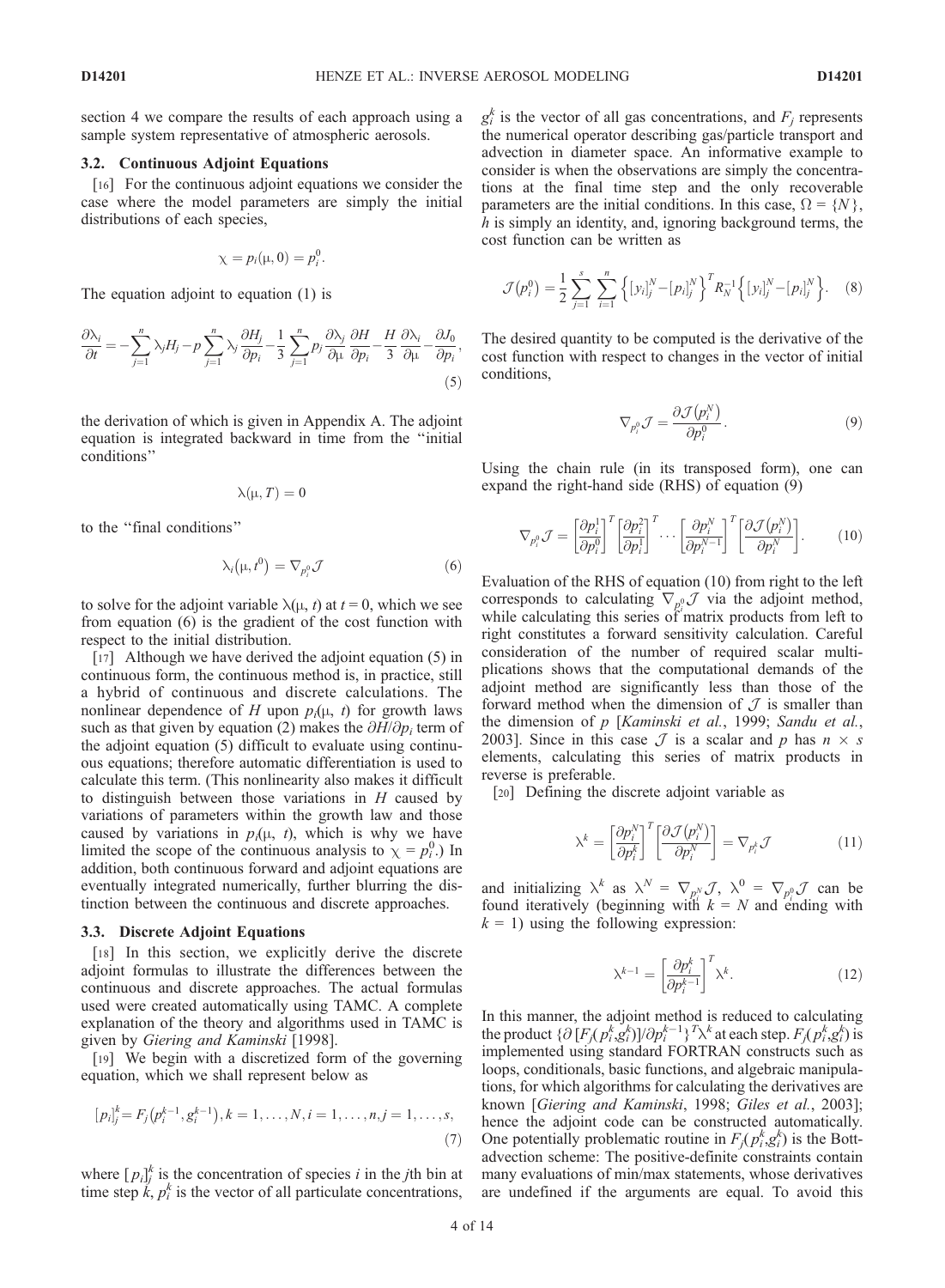section 4 we compare the results of each approach using a sample system representative of atmospheric aerosols.

### 3.2. Continuous Adjoint Equations

[16] For the continuous adjoint equations we consider the case where the model parameters are simply the initial distributions of each species,

$$\chi = p_i(\mu, 0) = p_i^0.$$

The equation adjoint to equation (1) is

$$\frac{\partial \lambda_i}{\partial t} = -\sum_{j=1}^{n} \lambda_j H_j - p\sum_{j=1}^{n} \lambda_j \frac{\partial H_j}{\partial p_i} - \frac{1}{3}\sum_{j=1}^{n} p_j \frac{\partial \lambda_j}{\partial \mu}\frac{\partial H}{\partial p_i} - \frac{H}{3}\frac{\partial \lambda_i}{\partial \mu} - \frac{\partial J_0}{\partial p_i}, \tag{5}$$

the derivation of which is given in Appendix A. The adjoint equation is integrated backward in time from the "initial conditions"

$$\lambda(\mu, T) = 0$$

to the "final conditions"

$$\lambda_i(\mu, t^0) = \nabla_{p_i^0} \mathcal{J} \tag{6}$$

to solve for the adjoint variable $\lambda(\mu, t)$ at $t = 0$, which we see from equation (6) is the gradient of the cost function with respect to the initial distribution.

[17] Although we have derived the adjoint equation (5) in continuous form, the continuous method is, in practice, still a hybrid of continuous and discrete calculations. The nonlinear dependence of $H$ upon $p_i(\mu, t)$ for growth laws such as that given by equation (2) makes the $\partial H/\partial p_i$ term of the adjoint equation (5) difficult to evaluate using continuous equations; therefore automatic differentiation is used to calculate this term. (This nonlinearity also makes it difficult to distinguish between those variations in $H$ caused by variations of parameters within the growth law and those caused by variations in $p_i(\mu, t)$, which is why we have limited the scope of the continuous analysis to $\chi = p_i^0$.) In addition, both continuous forward and adjoint equations are eventually integrated numerically, further blurring the distinction between the continuous and discrete approaches.

### 3.3. Discrete Adjoint Equations

[18] In this section, we explicitly derive the discrete adjoint formulas to illustrate the differences between the continuous and discrete approaches. The actual formulas used were created automatically using TAMC. A complete explanation of the theory and algorithms used in TAMC is given by *Giering and Kaminski* [1998].

[19] We begin with a discretized form of the governing equation, which we shall represent below as

$$[p_i]_j^k = F_j\left(p_i^{k-1}, g_i^{k-1}\right), k = 1, \ldots, N, i = 1, \ldots, n, j = 1, \ldots, s, \tag{7}$$

where $[p_i]_j^k$ is the concentration of species $i$ in the $j$th bin at time step $k$, $p_i^k$ is the vector of all particulate concentrations, $g_i^k$ is the vector of all gas concentrations, and $F_j$ represents the numerical operator describing gas/particle transport and advection in diameter space. An informative example to consider is when the observations are simply the concentrations at the final time step and the only recoverable parameters are the initial conditions. In this case, $\Omega = \{N\}$, $h$ is simply an identity, and, ignoring background terms, the cost function can be written as

$$\mathcal{J}\left(p_i^0\right) = \frac{1}{2}\sum_{j=1}^{s}\sum_{i=1}^{n}\left\{[y_i]_j^N - [p_i]_j^N\right\}^T R_N^{-1}\left\{[y_i]_j^N - [p_i]_j^N\right\}. \tag{8}$$

The desired quantity to be computed is the derivative of the cost function with respect to changes in the vector of initial conditions,

$$\nabla_{p_i^0}\mathcal{J} = \frac{\partial \mathcal{J}\left(p_i^N\right)}{\partial p_i^0}. \tag{9}$$

Using the chain rule (in its transposed form), one can expand the right-hand side (RHS) of equation (9)

$$\nabla_{p_i^0}\mathcal{J} = \left[\frac{\partial p_i^1}{\partial p_i^0}\right]^T \left[\frac{\partial p_i^2}{\partial p_i^1}\right]^T \cdots \left[\frac{\partial p_i^N}{\partial p_i^{N-1}}\right]^T \left[\frac{\partial \mathcal{J}\left(p_i^N\right)}{\partial p_i^N}\right]. \tag{10}$$

Evaluation of the RHS of equation (10) from right to the left corresponds to calculating $\nabla_{p_i^0}\mathcal{J}$ via the adjoint method, while calculating this series of matrix products from left to right constitutes a forward sensitivity calculation. Careful consideration of the number of required scalar multiplications shows that the computational demands of the adjoint method are significantly less than those of the forward method when the dimension of $\mathcal{J}$ is smaller than the dimension of $p$ [*Kaminski et al.*, 1999; *Sandu et al.*, 2003]. Since in this case $\mathcal{J}$ is a scalar and $p$ has $n \times s$ elements, calculating this series of matrix products in reverse is preferable.

[20] Defining the discrete adjoint variable as

$$\lambda^k = \left[\frac{\partial p_i^N}{\partial p_i^k}\right]^T \left[\frac{\partial \mathcal{J}\left(p_i^N\right)}{\partial p_i^N}\right] = \nabla_{p_i^k}\mathcal{J} \tag{11}$$

and initializing $\lambda^k$ as $\lambda^N = \nabla_{p_i^N}\mathcal{J}$, $\lambda^0 = \nabla_{p_i^0}\mathcal{J}$ can be found iteratively (beginning with $k = N$ and ending with $k = 1$) using the following expression:

$$\lambda^{k-1} = \left[\frac{\partial p_i^k}{\partial p_i^{k-1}}\right]^T \lambda^k. \tag{12}$$

In this manner, the adjoint method is reduced to calculating the product $\{\partial [F_j(p_i^k, g_i^k)]/\partial p_i^{k-1}\}^T \lambda^k$ at each step. $F_j(p_i^k, g_i^k)$ is implemented using standard FORTRAN constructs such as loops, conditionals, basic functions, and algebraic manipulations, for which algorithms for calculating the derivatives are known [*Giering and Kaminski*, 1998; *Giles et al.*, 2003]; hence the adjoint code can be constructed automatically. One potentially problematic routine in $F_j(p_i^k, g_i^k)$ is the Bott-advection scheme: The positive-definite constraints contain many evaluations of min/max statements, whose derivatives are undefined if the arguments are equal. To avoid this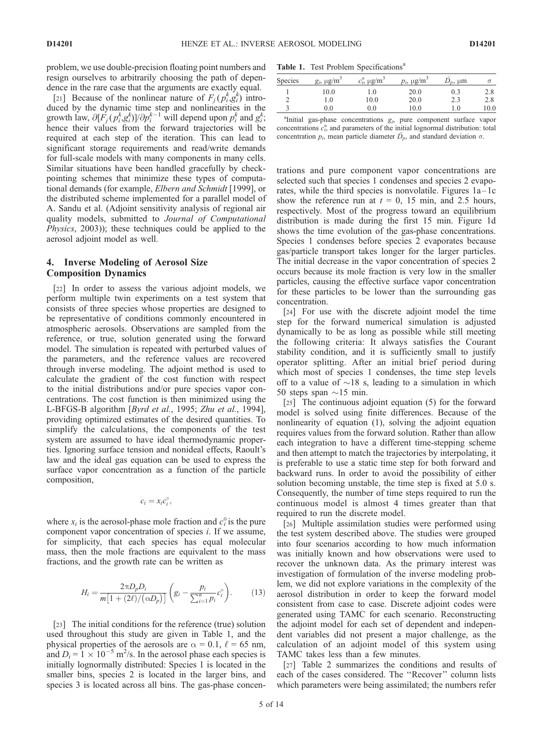problem, we use double-precision floating point numbers and resign ourselves to arbitrarily choosing the path of dependence in the rare case that the arguments are exactly equal.

[21] Because of the nonlinear nature of $F_j(p_i^k, g_i^k)$ introduced by the dynamic time step and nonlinearities in the growth law, $\partial[F_j(p_i^k, g_i^k)]/\partial p_i^{k-1}$ will depend upon $p_i^k$ and $g_i^k$; hence their values from the forward trajectories will be required at each step of the iteration. This can lead to significant storage requirements and read/write demands for full-scale models with many components in many cells. Similar situations have been handled gracefully by checkpointing schemes that minimize these types of computational demands (for example, *Elbern and Schmidt* [1999], or the distributed scheme implemented for a parallel model of A. Sandu et al. (Adjoint sensitivity analysis of regional air quality models, submitted to *Journal of Computational Physics*, 2003)); these techniques could be applied to the aerosol adjoint model as well.

## 4. Inverse Modeling of Aerosol Size Composition Dynamics

[22] In order to assess the various adjoint models, we perform multiple twin experiments on a test system that consists of three species whose properties are designed to be representative of conditions commonly encountered in atmospheric aerosols. Observations are sampled from the reference, or true, solution generated using the forward model. The simulation is repeated with perturbed values of the parameters, and the reference values are recovered through inverse modeling. The adjoint method is used to calculate the gradient of the cost function with respect to the initial distributions and/or pure species vapor concentrations. The cost function is then minimized using the L-BFGS-B algorithm [*Byrd et al.*, 1995; *Zhu et al.*, 1994], providing optimized estimates of the desired quantities. To simplify the calculations, the components of the test system are assumed to have ideal thermodynamic properties. Ignoring surface tension and nonideal effects, Raoult's law and the ideal gas equation can be used to express the surface vapor concentration as a function of the particle composition,

$$c_i = x_i c_i^\circ,$$

where $x_i$ is the aerosol-phase mole fraction and $c_i^\circ$ is the pure component vapor concentration of species $i$. If we assume, for simplicity, that each species has equal molecular mass, then the mole fractions are equivalent to the mass fractions, and the growth rate can be written as

$$H_i = \frac{2\pi D_p D_i}{m\left[1 + (2\ell)/(\alpha D_p)\right]}\left(g_i - \frac{p_i}{\sum_{i=1}^{n} p_i} c_i^\circ\right). \qquad (13)$$

[23] The initial conditions for the reference (true) solution used throughout this study are given in Table 1, and the physical properties of the aerosols are $\alpha = 0.1$, $\ell = 65$ nm, and $D_i = 1 \times 10^{-5}$ m$^2$/s. In the aerosol phase each species is initially lognormally distributed: Species 1 is located in the smaller bins, species 2 is located in the larger bins, and species 3 is located across all bins. The gas-phase concentrations and pure component vapor concentrations are selected such that species 1 condenses and species 2 evaporates, while the third species is nonvolatile. Figures 1a–1c show the reference run at $t = 0$, 15 min, and 2.5 hours, respectively. Most of the progress toward an equilibrium distribution is made during the first 15 min. Figure 1d shows the time evolution of the gas-phase concentrations. Species 1 condenses before species 2 evaporates because gas/particle transport takes longer for the larger particles. The initial decrease in the vapor concentration of species 2 occurs because its mole fraction is very low in the smaller particles, causing the effective surface vapor concentration for these particles to be lower than the surrounding gas concentration.

**Table 1.** Test Problem Specifications[a]

| Species | $g_i$, μg/m$^3$ | $c_i^\circ$, μg/m$^3$ | $p_i$, μg/m$^3$ | $\bar{D}_p$, μm | σ |
|---|---|---|---|---|---|
| 1 | 10.0 | 1.0 | 20.0 | 0.3 | 2.8 |
| 2 | 1.0 | 10.0 | 20.0 | 2.3 | 2.8 |
| 3 | 0.0 | 0.0 | 10.0 | 1.0 | 10.0 |

[a]Initial gas-phase concentrations $g_i$, pure component surface vapor concentrations $c_i^\circ$ and parameters of the initial lognormal distribution: total concentration $p_i$, mean particle diameter $\bar{D}_p$, and standard deviation σ.

[24] For use with the discrete adjoint model the time step for the forward numerical simulation is adjusted dynamically to be as long as possible while still meeting the following criteria: It always satisfies the Courant stability condition, and it is sufficiently small to justify operator splitting. After an initial brief period during which most of species 1 condenses, the time step levels off to a value of ~18 s, leading to a simulation in which 50 steps span ~15 min.

[25] The continuous adjoint equation (5) for the forward model is solved using finite differences. Because of the nonlinearity of equation (1), solving the adjoint equation requires values from the forward solution. Rather than allow each integration to have a different time-stepping scheme and then attempt to match the trajectories by interpolating, it is preferable to use a static time step for both forward and backward runs. In order to avoid the possibility of either solution becoming unstable, the time step is fixed at 5.0 s. Consequently, the number of time steps required to run the continuous model is almost 4 times greater than that required to run the discrete model.

[26] Multiple assimilation studies were performed using the test system described above. The studies were grouped into four scenarios according to how much information was initially known and how observations were used to recover the unknown data. As the primary interest was investigation of formulation of the inverse modeling problem, we did not explore variations in the complexity of the aerosol distribution in order to keep the forward model consistent from case to case. Discrete adjoint codes were generated using TAMC for each scenario. Reconstructing the adjoint model for each set of dependent and independent variables did not present a major challenge, as the calculation of an adjoint model of this system using TAMC takes less than a few minutes.

[27] Table 2 summarizes the conditions and results of each of the cases considered. The "Recover" column lists which parameters were being assimilated; the numbers refer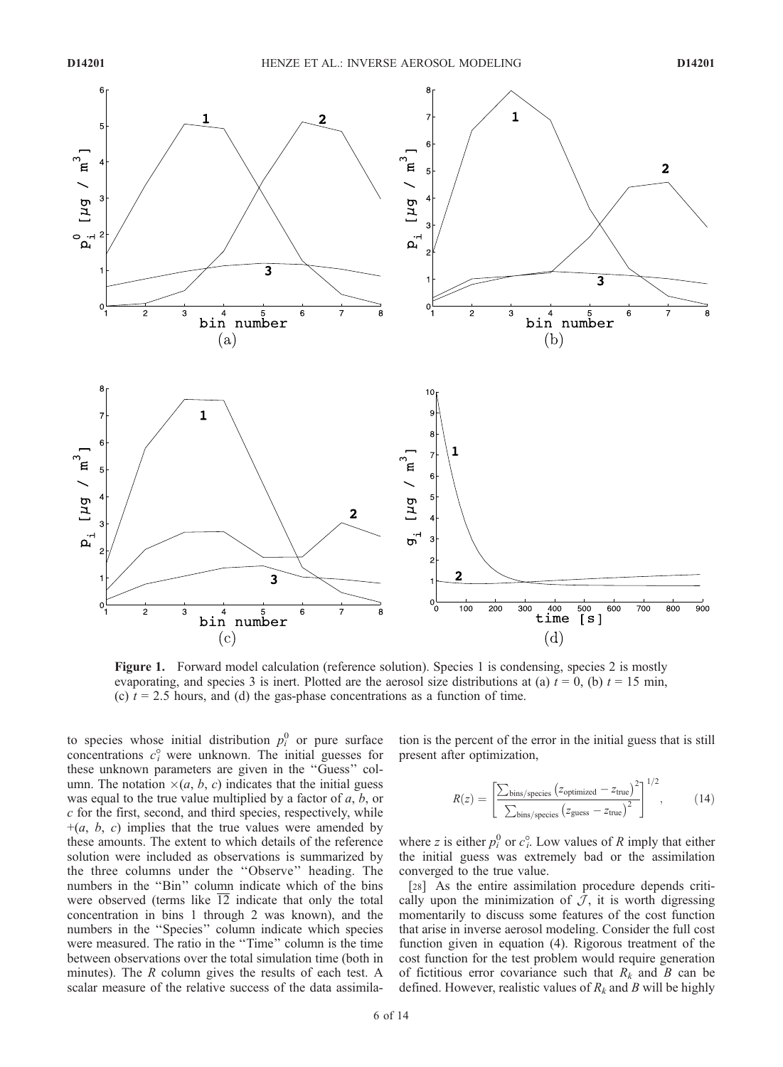(a)

0 1 2 3 4 5 6

bin number

$p_i^0$ [$\mu g$ / $m^3$]

1 2 3

(b)

bin number

$p_i$ [$\mu g$ / $m^3$]

1 2 3

(c)

bin number

$p_i$ [$\mu g$ / $m^3$]

1 2 3

(d)

time [s]

$g_i$ [$\mu g$ / $m^3$]

1 2

**Figure 1.** Forward model calculation (reference solution). Species 1 is condensing, species 2 is mostly evaporating, and species 3 is inert. Plotted are the aerosol size distributions at (a) $t$ = 0, (b) $t$ = 15 min, (c) $t$ = 2.5 hours, and (d) the gas-phase concentrations as a function of time.

to species whose initial distribution $p_i^0$ or pure surface concentrations $c_i^{\circ}$ were unknown. The initial guesses for these unknown parameters are given in the "Guess" column. The notation $\times(a, b, c)$ indicates that the initial guess was equal to the true value multiplied by a factor of $a$, $b$, or $c$ for the first, second, and third species, respectively, while $+(a, b, c)$ implies that the true values were amended by these amounts. The extent to which details of the reference solution were included as observations is summarized by the three columns under the "Observe" heading. The numbers in the "Bin" column indicate which of the bins were observed (terms like $\overline{12}$ indicate that only the total concentration in bins 1 through 2 was known), and the numbers in the "Species" column indicate which species were measured. The ratio in the "Time" column is the time between observations over the total simulation time (both in minutes). The $R$ column gives the results of each test. A scalar measure of the relative success of the data assimilation is the percent of the error in the initial guess that is still present after optimization,

$$R(z) = \left[ \frac{\sum_{\text{bins/species}} \left( z_{\text{optimized}} - z_{\text{true}} \right)^2}{\sum_{\text{bins/species}} \left( z_{\text{guess}} - z_{\text{true}} \right)^2} \right]^{1/2}, \tag{14}$$

where $z$ is either $p_i^0$ or $c_i^{\circ}$. Low values of $R$ imply that either the initial guess was extremely bad or the assimilation converged to the true value.

[28] As the entire assimilation procedure depends critically upon the minimization of $\mathcal{J}$, it is worth digressing momentarily to discuss some features of the cost function that arise in inverse aerosol modeling. Consider the full cost function given in equation (4). Rigorous treatment of the cost function for the test problem would require generation of fictitious error covariance such that $R_k$ and $B$ can be defined. However, realistic values of $R_k$ and $B$ will be highly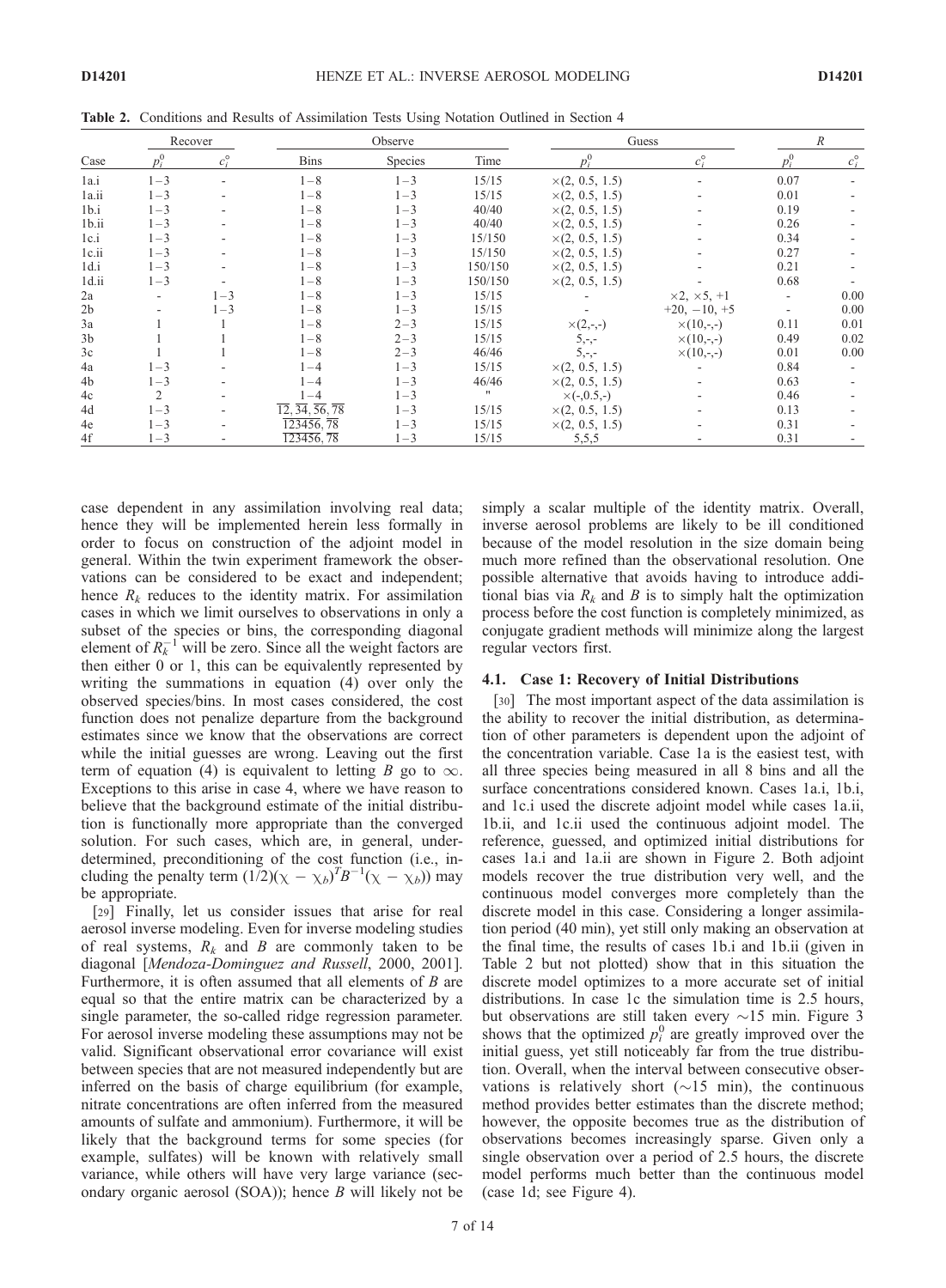**Table 2.** Conditions and Results of Assimilation Tests Using Notation Outlined in Section 4

| Case | Recover | | Observe | | | Guess | | $R$ | |
|---|---|---|---|---|---|---|---|---|---|
| | $p_i^0$ | $c_i^\circ$ | Bins | Species | Time | $p_i^0$ | $c_i^\circ$ | $p_i^0$ | $c_i^\circ$ |
| 1a.i | 1–3 | - | 1–8 | 1–3 | 15/15 | ×(2, 0.5, 1.5) | - | 0.07 | - |
| 1a.ii | 1–3 | - | 1–8 | 1–3 | 15/15 | ×(2, 0.5, 1.5) | - | 0.01 | - |
| 1b.i | 1–3 | - | 1–8 | 1–3 | 40/40 | ×(2, 0.5, 1.5) | - | 0.19 | - |
| 1b.ii | 1–3 | - | 1–8 | 1–3 | 40/40 | ×(2, 0.5, 1.5) | - | 0.26 | - |
| 1c.i | 1–3 | - | 1–8 | 1–3 | 15/150 | ×(2, 0.5, 1.5) | - | 0.34 | - |
| 1c.ii | 1–3 | - | 1–8 | 1–3 | 15/150 | ×(2, 0.5, 1.5) | - | 0.27 | - |
| 1d.i | 1–3 | - | 1–8 | 1–3 | 150/150 | ×(2, 0.5, 1.5) | - | 0.21 | - |
| 1d.ii | 1–3 | - | 1–8 | 1–3 | 150/150 | ×(2, 0.5, 1.5) | - | 0.68 | - |
| 2a | - | 1–3 | 1–8 | 1–3 | 15/15 | - | ×2, ×5, +1 | - | 0.00 |
| 2b | - | 1–3 | 1–8 | 1–3 | 15/15 | - | +20, −10, +5 | - | 0.00 |
| 3a | 1 | 1 | 1–8 | 2–3 | 15/15 | ×(2,-,-) | ×(10,-,-) | 0.11 | 0.01 |
| 3b | 1 | 1 | 1–8 | 2–3 | 15/15 | 5,-,- | ×(10,-,-) | 0.49 | 0.02 |
| 3c | 1 | 1 | 1–8 | 2–3 | 46/46 | 5,-,- | ×(10,-,-) | 0.01 | 0.00 |
| 4a | 1–3 | - | 1–4 | 1–3 | 15/15 | ×(2, 0.5, 1.5) | - | 0.84 | - |
| 4b | 1–3 | - | 1–4 | 1–3 | 46/46 | ×(2, 0.5, 1.5) | - | 0.63 | - |
| 4c | 2 | - | 1–4 | 1–3 | " | ×(-,0.5,-) | - | 0.46 | - |
| 4d | 1–3 | - | $\overline{12}, \overline{34}, \overline{56}, \overline{78}$ | 1–3 | 15/15 | ×(2, 0.5, 1.5) | - | 0.13 | - |
| 4e | 1–3 | - | $\overline{123456}, \overline{78}$ | 1–3 | 15/15 | ×(2, 0.5, 1.5) | - | 0.31 | - |
| 4f | 1–3 | - | $\overline{123456}, \overline{78}$ | 1–3 | 15/15 | 5,5,5 | - | 0.31 | - |

case dependent in any assimilation involving real data; hence they will be implemented herein less formally in order to focus on construction of the adjoint model in general. Within the twin experiment framework the observations can be considered to be exact and independent; hence $R_k$ reduces to the identity matrix. For assimilation cases in which we limit ourselves to observations in only a subset of the species or bins, the corresponding diagonal element of $R_k^{-1}$ will be zero. Since all the weight factors are then either 0 or 1, this can be equivalently represented by writing the summations in equation (4) over only the observed species/bins. In most cases considered, the cost function does not penalize departure from the background estimates since we know that the observations are correct while the initial guesses are wrong. Leaving out the first term of equation (4) is equivalent to letting $B$ go to $\infty$. Exceptions to this arise in case 4, where we have reason to believe that the background estimate of the initial distribution is functionally more appropriate than the converged solution. For such cases, which are, in general, underdetermined, preconditioning of the cost function (i.e., including the penalty term $(1/2)(\chi - \chi_b)^T B^{-1}(\chi - \chi_b)$) may be appropriate.

[29] Finally, let us consider issues that arise for real aerosol inverse modeling. Even for inverse modeling studies of real systems, $R_k$ and $B$ are commonly taken to be diagonal [*Mendoza-Dominguez and Russell*, 2000, 2001]. Furthermore, it is often assumed that all elements of $B$ are equal so that the entire matrix can be characterized by a single parameter, the so-called ridge regression parameter. For aerosol inverse modeling these assumptions may not be valid. Significant observational error covariance will exist between species that are not measured independently but are inferred on the basis of charge equilibrium (for example, nitrate concentrations are often inferred from the measured amounts of sulfate and ammonium). Furthermore, it will be likely that the background terms for some species (for example, sulfates) will be known with relatively small variance, while others will have very large variance (secondary organic aerosol (SOA)); hence $B$ will likely not be simply a scalar multiple of the identity matrix. Overall, inverse aerosol problems are likely to be ill conditioned because of the model resolution in the size domain being much more refined than the observational resolution. One possible alternative that avoids having to introduce additional bias via $R_k$ and $B$ is to simply halt the optimization process before the cost function is completely minimized, as conjugate gradient methods will minimize along the largest regular vectors first.

### 4.1. Case 1: Recovery of Initial Distributions

[30] The most important aspect of the data assimilation is the ability to recover the initial distribution, as determination of other parameters is dependent upon the adjoint of the concentration variable. Case 1a is the easiest test, with all three species being measured in all 8 bins and all the surface concentrations considered known. Cases 1a.i, 1b.i, and 1c.i used the discrete adjoint model while cases 1a.ii, 1b.ii, and 1c.ii used the continuous adjoint model. The reference, guessed, and optimized initial distributions for cases 1a.i and 1a.ii are shown in Figure 2. Both adjoint models recover the true distribution very well, and the continuous model converges more completely than the discrete model in this case. Considering a longer assimilation period (40 min), yet still only making an observation at the final time, the results of cases 1b.i and 1b.ii (given in Table 2 but not plotted) show that in this situation the discrete model optimizes to a more accurate set of initial distributions. In case 1c the simulation time is 2.5 hours, but observations are still taken every ∼15 min. Figure 3 shows that the optimized $p_i^0$ are greatly improved over the initial guess, yet still noticeably far from the true distribution. Overall, when the interval between consecutive observations is relatively short (∼15 min), the continuous method provides better estimates than the discrete method; however, the opposite becomes true as the distribution of observations becomes increasingly sparse. Given only a single observation over a period of 2.5 hours, the discrete model performs much better than the continuous model (case 1d; see Figure 4).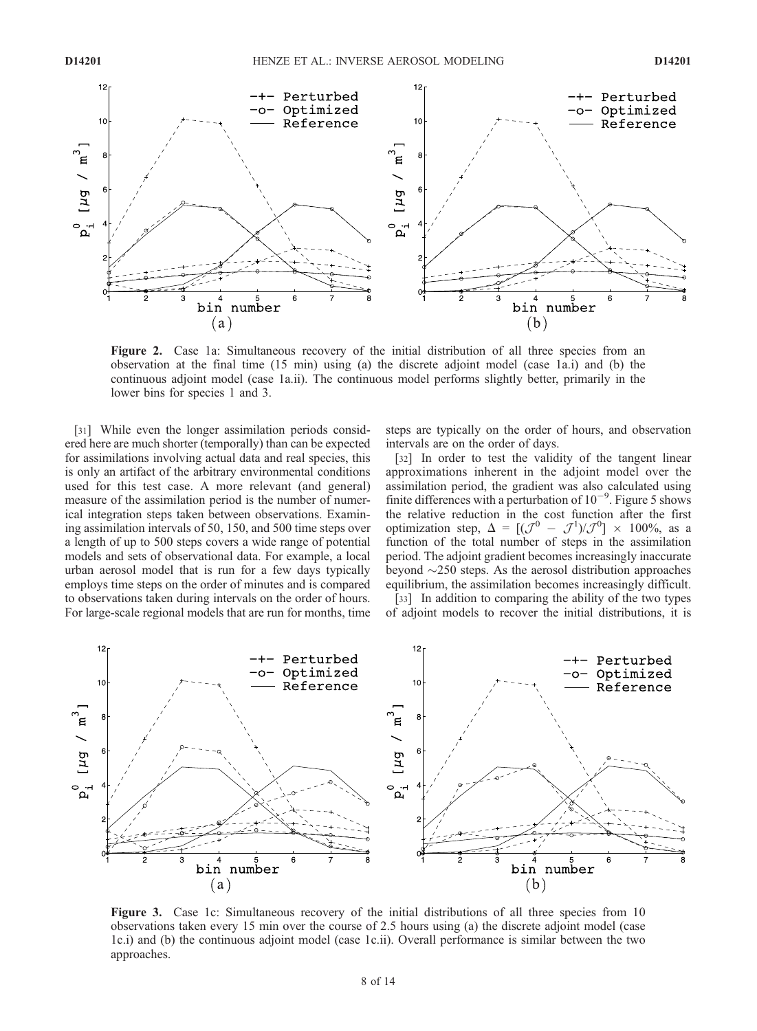-+- Perturbed
-o- Optimized
— Reference

$p_i^0$ [$\mu g$ / $m^3$]

bin number

(a)

(b)

**Figure 2.** Case 1a: Simultaneous recovery of the initial distribution of all three species from an observation at the final time (15 min) using (a) the discrete adjoint model (case 1a.i) and (b) the continuous adjoint model (case 1a.ii). The continuous model performs slightly better, primarily in the lower bins for species 1 and 3.

[31] While even the longer assimilation periods considered here are much shorter (temporally) than can be expected for assimilations involving actual data and real species, this is only an artifact of the arbitrary environmental conditions used for this test case. A more relevant (and general) measure of the assimilation period is the number of numerical integration steps taken between observations. Examining assimilation intervals of 50, 150, and 500 time steps over a length of up to 500 steps covers a wide range of potential models and sets of observational data. For example, a local urban aerosol model that is run for a few days typically employs time steps on the order of minutes and is compared to observations taken during intervals on the order of hours. For large-scale regional models that are run for months, time steps are typically on the order of hours, and observation intervals are on the order of days.

[32] In order to test the validity of the tangent linear approximations inherent in the adjoint model over the assimilation period, the gradient was also calculated using finite differences with a perturbation of $10^{-9}$. Figure 5 shows the relative reduction in the cost function after the first optimization step, $\Delta = [(\mathcal{J}^0 - \mathcal{J}^1)/\mathcal{J}^0] \times 100\%$, as a function of the total number of steps in the assimilation period. The adjoint gradient becomes increasingly inaccurate beyond ~250 steps. As the aerosol distribution approaches equilibrium, the assimilation becomes increasingly difficult.

[33] In addition to comparing the ability of the two types of adjoint models to recover the initial distributions, it is

-+- Perturbed
-o- Optimized
— Reference

$p_i^0$ [$\mu g$ / $m^3$]

bin number

(a)

(b)

**Figure 3.** Case 1c: Simultaneous recovery of the initial distributions of all three species from 10 observations taken every 15 min over the course of 2.5 hours using (a) the discrete adjoint model (case 1c.i) and (b) the continuous adjoint model (case 1c.ii). Overall performance is similar between the two approaches.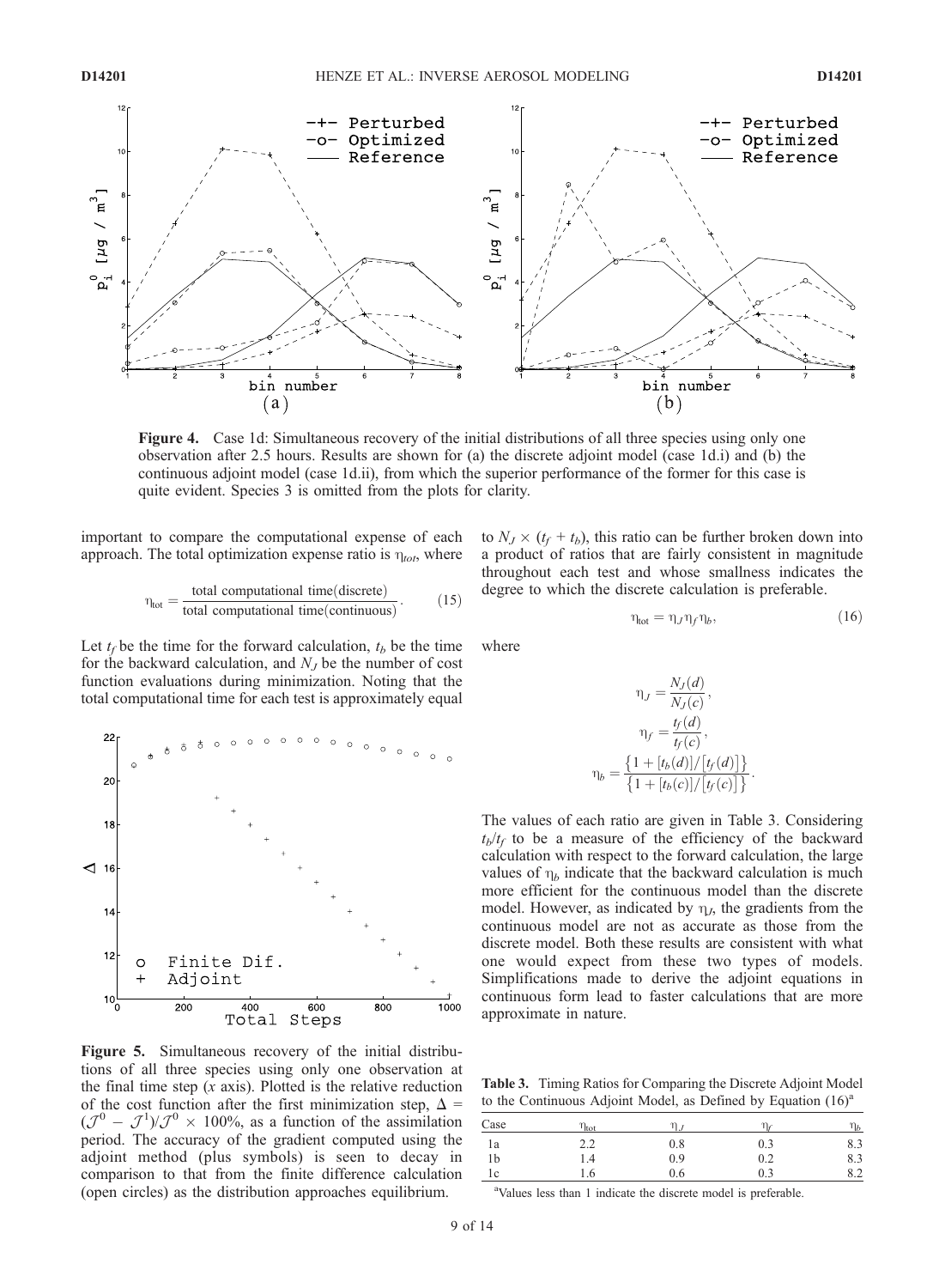-+- Perturbed
-o- Optimized
— Reference

$p_i^0$ [µg / m³]

bin number

(a)

-+- Perturbed
-o- Optimized
— Reference

$p_i^0$ [µg / m³]

bin number

(b)

**Figure 4.** Case 1d: Simultaneous recovery of the initial distributions of all three species using only one observation after 2.5 hours. Results are shown for (a) the discrete adjoint model (case 1d.i) and (b) the continuous adjoint model (case 1d.ii), from which the superior performance of the former for this case is quite evident. Species 3 is omitted from the plots for clarity.

important to compare the computational expense of each approach. The total optimization expense ratio is $\eta_{tot}$, where

$$\eta_{tot} = \frac{\text{total computational time(discrete)}}{\text{total computational time(continuous)}}. \tag{15}$$

Let $t_f$ be the time for the forward calculation, $t_b$ be the time for the backward calculation, and $N_J$ be the number of cost function evaluations during minimization. Noting that the total computational time for each test is approximately equal to $N_J \times (t_f + t_b)$, this ratio can be further broken down into a product of ratios that are fairly consistent in magnitude throughout each test and whose smallness indicates the degree to which the discrete calculation is preferable.

$$\eta_{tot} = \eta_J \eta_f \eta_b, \tag{16}$$

where

$$\eta_J = \frac{N_J(d)}{N_J(c)},$$

$$\eta_f = \frac{t_f(d)}{t_f(c)},$$

$$\eta_b = \frac{\{1 + [t_b(d)]/[t_f(d)]\}}{\{1 + [t_b(c)]/[t_f(c)]\}}.$$

The values of each ratio are given in Table 3. Considering $t_b/t_f$ to be a measure of the efficiency of the backward calculation with respect to the forward calculation, the large values of $\eta_b$ indicate that the backward calculation is much more efficient for the continuous model than the discrete model. However, as indicated by $\eta_J$, the gradients from the continuous model are not as accurate as those from the discrete model. Both these results are consistent with what one would expect from these two types of models. Simplifications made to derive the adjoint equations in continuous form lead to faster calculations that are more approximate in nature.

o Finite Dif.
+ Adjoint

Δ

Total Steps

**Figure 5.** Simultaneous recovery of the initial distributions of all three species using only one observation at the final time step ($x$ axis). Plotted is the relative reduction of the cost function after the first minimization step, $\Delta = (\mathcal{J}^0 - \mathcal{J}^1)/\mathcal{J}^0 \times 100\%$, as a function of the assimilation period. The accuracy of the gradient computed using the adjoint method (plus symbols) is seen to decay in comparison to that from the finite difference calculation (open circles) as the distribution approaches equilibrium.

**Table 3.** Timing Ratios for Comparing the Discrete Adjoint Model to the Continuous Adjoint Model, as Defined by Equation (16)[a]

| Case | $\eta_{tot}$ | $\eta_J$ | $\eta_f$ | $\eta_b$ |
|---|---|---|---|---|
| 1a | 2.2 | 0.8 | 0.3 | 8.3 |
| 1b | 1.4 | 0.9 | 0.2 | 8.3 |
| 1c | 1.6 | 0.6 | 0.3 | 8.2 |

[a]Values less than 1 indicate the discrete model is preferable.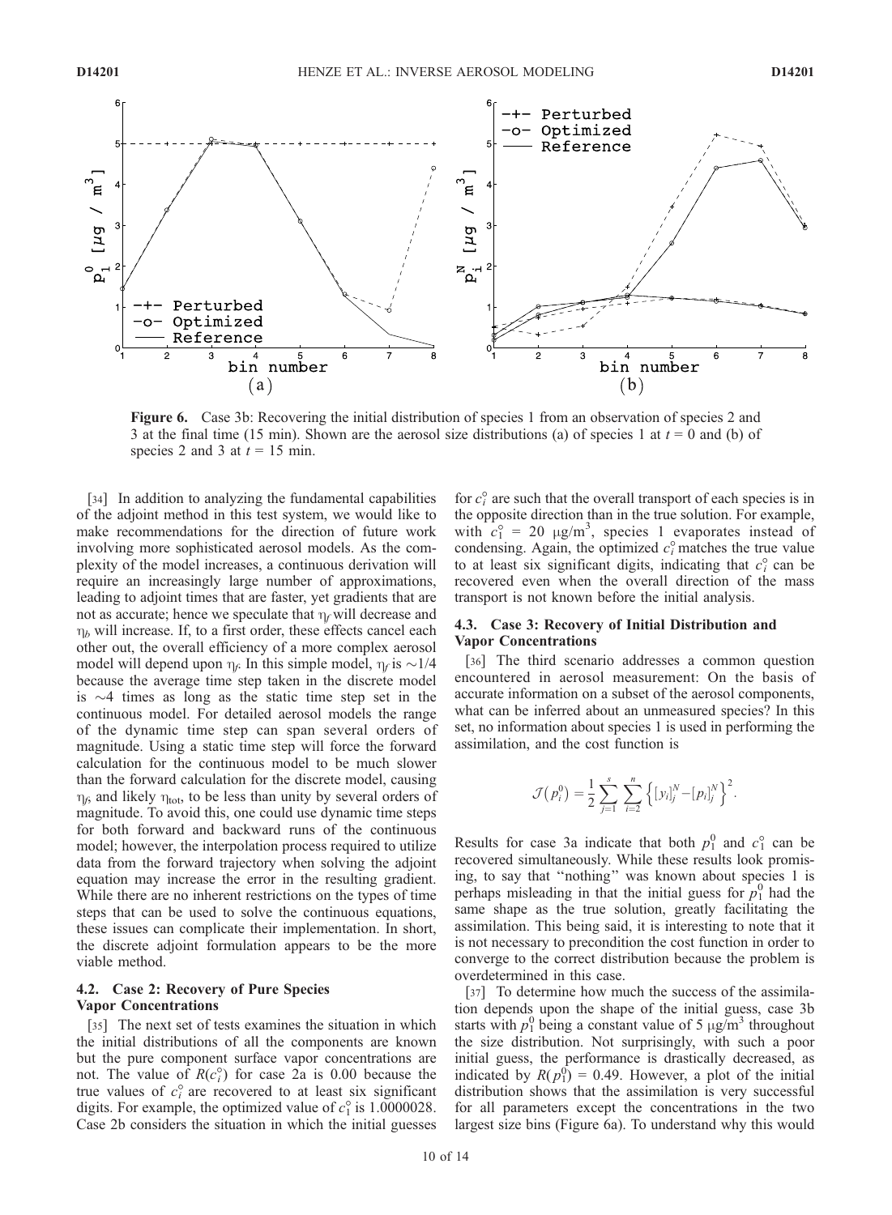**Figure 6.** Case 3b: Recovering the initial distribution of species 1 from an observation of species 2 and 3 at the final time (15 min). Shown are the aerosol size distributions (a) of species 1 at $t = 0$ and (b) of species 2 and 3 at $t = 15$ min.

[34] In addition to analyzing the fundamental capabilities of the adjoint method in this test system, we would like to make recommendations for the direction of future work involving more sophisticated aerosol models. As the complexity of the model increases, a continuous derivation will require an increasingly large number of approximations, leading to adjoint times that are faster, yet gradients that are not as accurate; hence we speculate that $\eta_f$ will decrease and $\eta_b$ will increase. If, to a first order, these effects cancel each other out, the overall efficiency of a more complex aerosol model will depend upon $\eta_f$. In this simple model, $\eta_f$ is $\sim$1/4 because the average time step taken in the discrete model is $\sim$4 times as long as the static time step set in the continuous model. For detailed aerosol models the range of the dynamic time step can span several orders of magnitude. Using a static time step will force the forward calculation for the continuous model to be much slower than the forward calculation for the discrete model, causing $\eta_f$, and likely $\eta_{tot}$, to be less than unity by several orders of magnitude. To avoid this, one could use dynamic time steps for both forward and backward runs of the continuous model; however, the interpolation process required to utilize data from the forward trajectory when solving the adjoint equation may increase the error in the resulting gradient. While there are no inherent restrictions on the types of time steps that can be used to solve the continuous equations, these issues can complicate their implementation. In short, the discrete adjoint formulation appears to be the more viable method.

### 4.2. Case 2: Recovery of Pure Species Vapor Concentrations

[35] The next set of tests examines the situation in which the initial distributions of all the components are known but the pure component surface vapor concentrations are not. The value of $R(c_i^\circ)$ for case 2a is 0.00 because the true values of $c_i^\circ$ are recovered to at least six significant digits. For example, the optimized value of $c_1^\circ$ is 1.0000028. Case 2b considers the situation in which the initial guesses for $c_i^\circ$ are such that the overall transport of each species is in the opposite direction than in the true solution. For example, with $c_1^\circ$ = 20 $\mu$g/m$^3$, species 1 evaporates instead of condensing. Again, the optimized $c_i^\circ$ matches the true value to at least six significant digits, indicating that $c_i^\circ$ can be recovered even when the overall direction of the mass transport is not known before the initial analysis.

### 4.3. Case 3: Recovery of Initial Distribution and Vapor Concentrations

[36] The third scenario addresses a common question encountered in aerosol measurement: On the basis of accurate information on a subset of the aerosol components, what can be inferred about an unmeasured species? In this set, no information about species 1 is used in performing the assimilation, and the cost function is

$$\mathcal{J}\left(p_i^0\right) = \frac{1}{2}\sum_{j=1}^{s}\sum_{i=2}^{n}\left\{[y_i]_j^N - [p_i]_j^N\right\}^2.$$

Results for case 3a indicate that both $p_1^0$ and $c_1^\circ$ can be recovered simultaneously. While these results look promising, to say that "nothing" was known about species 1 is perhaps misleading in that the initial guess for $p_1^0$ had the same shape as the true solution, greatly facilitating the assimilation. This being said, it is interesting to note that it is not necessary to precondition the cost function in order to converge to the correct distribution because the problem is overdetermined in this case.

[37] To determine how much the success of the assimilation depends upon the shape of the initial guess, case 3b starts with $p_1^0$ being a constant value of 5 $\mu$g/m$^3$ throughout the size distribution. Not surprisingly, with such a poor initial guess, the performance is drastically decreased, as indicated by $R(p_1^0)$ = 0.49. However, a plot of the initial distribution shows that the assimilation is very successful for all parameters except the concentrations in the two largest size bins (Figure 6a). To understand why this would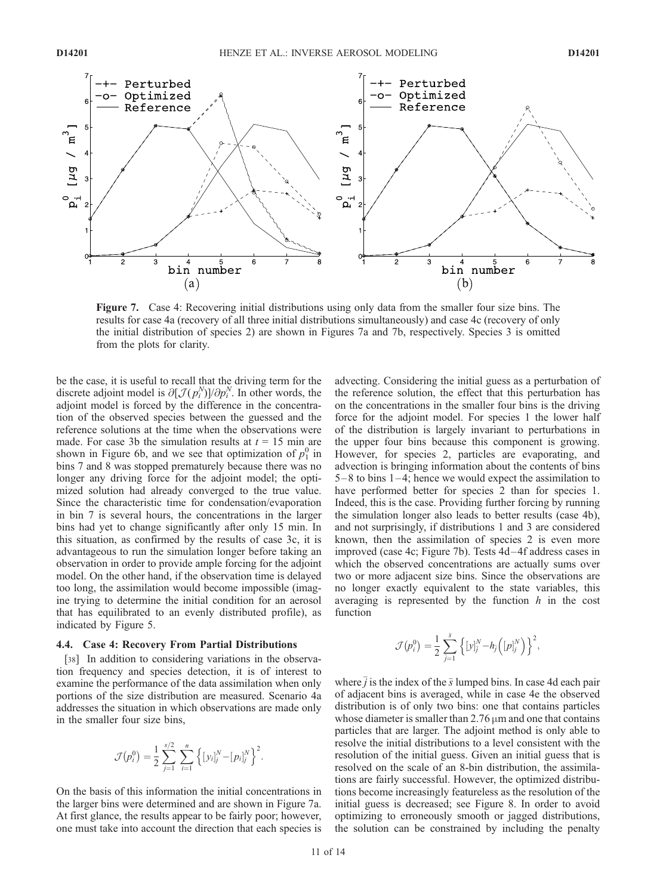−+− Perturbed
−o− Optimized
—— Reference

$p_i^0$ [$\mu$g / m$^3$]

bin number

(a)

−+− Perturbed
−o− Optimized
—— Reference

$p_i^0$ [$\mu$g / m$^3$]

bin number

(b)

**Figure 7.** Case 4: Recovering initial distributions using only data from the smaller four size bins. The results for case 4a (recovery of all three initial distributions simultaneously) and case 4c (recovery of only the initial distribution of species 2) are shown in Figures 7a and 7b, respectively. Species 3 is omitted from the plots for clarity.

be the case, it is useful to recall that the driving term for the discrete adjoint model is $\partial[\mathcal{J}(p_i^N)]/\partial p_i^N$. In other words, the adjoint model is forced by the difference in the concentration of the observed species between the guessed and the reference solutions at the time when the observations were made. For case 3b the simulation results at $t$ = 15 min are shown in Figure 6b, and we see that optimization of $p_1^0$ in bins 7 and 8 was stopped prematurely because there was no longer any driving force for the adjoint model; the optimized solution had already converged to the true value. Since the characteristic time for condensation/evaporation in bin 7 is several hours, the concentrations in the larger bins had yet to change significantly after only 15 min. In this situation, as confirmed by the results of case 3c, it is advantageous to run the simulation longer before taking an observation in order to provide ample forcing for the adjoint model. On the other hand, if the observation time is delayed too long, the assimilation would become impossible (imagine trying to determine the initial condition for an aerosol that has equilibrated to an evenly distributed profile), as indicated by Figure 5.

### 4.4. Case 4: Recovery From Partial Distributions

[38] In addition to considering variations in the observation frequency and species detection, it is of interest to examine the performance of the data assimilation when only portions of the size distribution are measured. Scenario 4a addresses the situation in which observations are made only in the smaller four size bins,

$$\mathcal{J}\left(p_i^0\right) = \frac{1}{2}\sum_{j=1}^{s/2}\sum_{i=1}^{n}\left\{[y_i]_j^N - [p_i]_j^N\right\}^2.$$

On the basis of this information the initial concentrations in the larger bins were determined and are shown in Figure 7a. At first glance, the results appear to be fairly poor; however, one must take into account the direction that each species is advecting. Considering the initial guess as a perturbation of the reference solution, the effect that this perturbation has on the concentrations in the smaller four bins is the driving force for the adjoint model. For species 1 the lower half of the distribution is largely invariant to perturbations in the upper four bins because this component is growing. However, for species 2, particles are evaporating, and advection is bringing information about the contents of bins 5–8 to bins 1–4; hence we would expect the assimilation to have performed better for species 2 than for species 1. Indeed, this is the case. Providing further forcing by running the simulation longer also leads to better results (case 4b), and not surprisingly, if distributions 1 and 3 are considered known, then the assimilation of species 2 is even more improved (case 4c; Figure 7b). Tests 4d–4f address cases in which the observed concentrations are actually sums over two or more adjacent size bins. Since the observations are no longer exactly equivalent to the state variables, this averaging is represented by the function $h$ in the cost function

$$\mathcal{J}\left(p_i^0\right) = \frac{1}{2}\sum_{\bar{j}=1}^{\bar{s}}\left\{[y]_{\bar{j}}^N - h_{\bar{j}}\left([p]_j^N\right)\right\}^2,$$

where $\bar{j}$ is the index of the $\bar{s}$ lumped bins. In case 4d each pair of adjacent bins is averaged, while in case 4e the observed distribution is of only two bins: one that contains particles whose diameter is smaller than 2.76 μm and one that contains particles that are larger. The adjoint method is only able to resolve the initial distributions to a level consistent with the resolution of the initial guess. Given an initial guess that is resolved on the scale of an 8-bin distribution, the assimilations are fairly successful. However, the optimized distributions become increasingly featureless as the resolution of the initial guess is decreased; see Figure 8. In order to avoid optimizing to erroneously smooth or jagged distributions, the solution can be constrained by including the penalty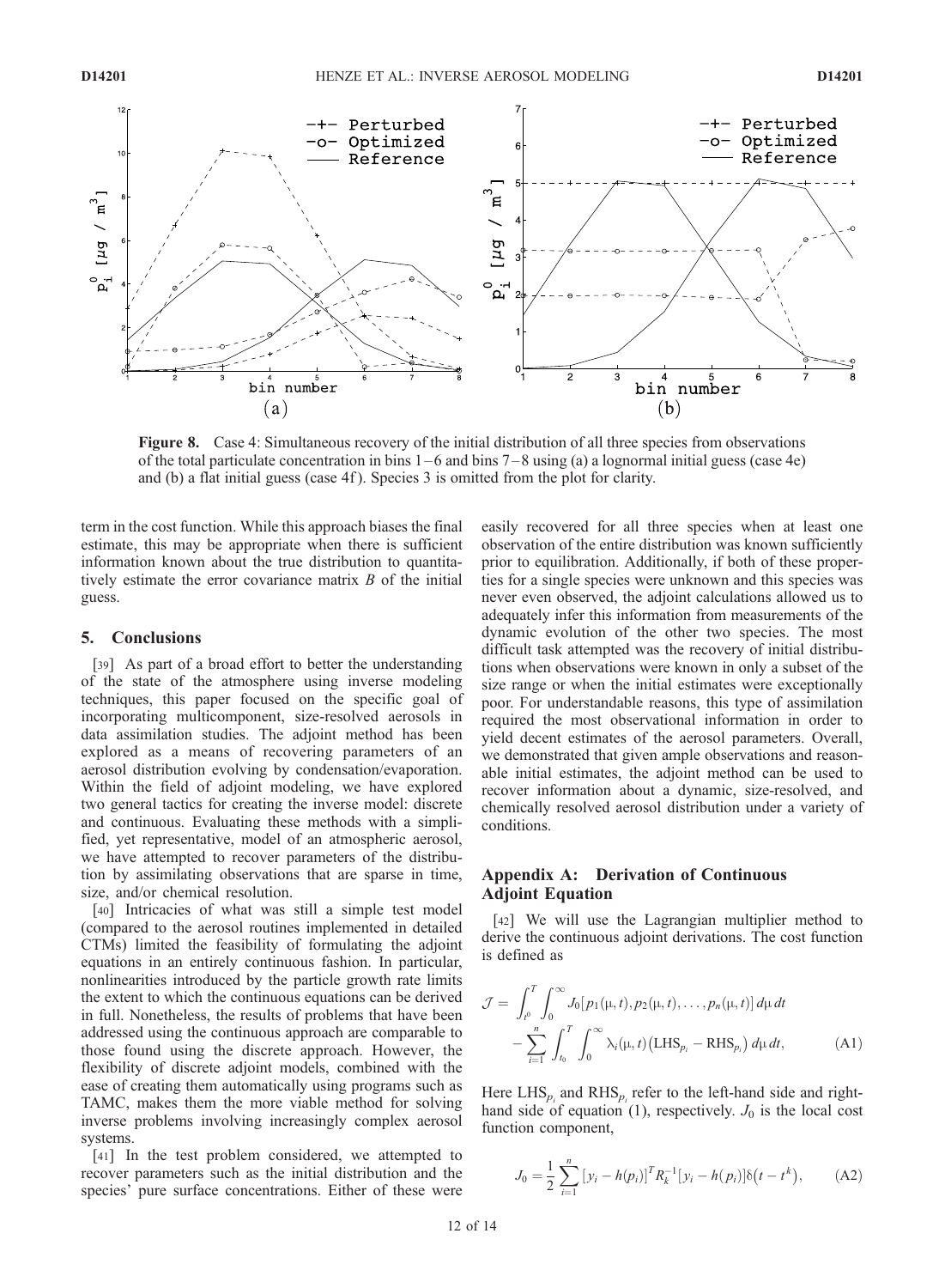−+− Perturbed
−o− Optimized
—— Reference

$p_i^0$ [$\mu g$ / $m^3$]

bin number

(a)

−+− Perturbed
−o− Optimized
—— Reference

$p_i^0$ [$\mu g$ / $m^3$]

bin number

(b)

**Figure 8.** Case 4: Simultaneous recovery of the initial distribution of all three species from observations of the total particulate concentration in bins 1–6 and bins 7–8 using (a) a lognormal initial guess (case 4e) and (b) a flat initial guess (case 4f). Species 3 is omitted from the plot for clarity.

term in the cost function. While this approach biases the final estimate, this may be appropriate when there is sufficient information known about the true distribution to quantitatively estimate the error covariance matrix $B$ of the initial guess.

## 5. Conclusions

[39] As part of a broad effort to better the understanding of the state of the atmosphere using inverse modeling techniques, this paper focused on the specific goal of incorporating multicomponent, size-resolved aerosols in data assimilation studies. The adjoint method has been explored as a means of recovering parameters of an aerosol distribution evolving by condensation/evaporation. Within the field of adjoint modeling, we have explored two general tactics for creating the inverse model: discrete and continuous. Evaluating these methods with a simplified, yet representative, model of an atmospheric aerosol, we have attempted to recover parameters of the distribution by assimilating observations that are sparse in time, size, and/or chemical resolution.

[40] Intricacies of what was still a simple test model (compared to the aerosol routines implemented in detailed CTMs) limited the feasibility of formulating the adjoint equations in an entirely continuous fashion. In particular, nonlinearities introduced by the particle growth rate limits the extent to which the continuous equations can be derived in full. Nonetheless, the results of problems that have been addressed using the continuous approach are comparable to those found using the discrete approach. However, the flexibility of discrete adjoint models, combined with the ease of creating them automatically using programs such as TAMC, makes them the more viable method for solving inverse problems involving increasingly complex aerosol systems.

[41] In the test problem considered, we attempted to recover parameters such as the initial distribution and the species' pure surface concentrations. Either of these were easily recovered for all three species when at least one observation of the entire distribution was known sufficiently prior to equilibration. Additionally, if both of these properties for a single species were unknown and this species was never even observed, the adjoint calculations allowed us to adequately infer this information from measurements of the dynamic evolution of the other two species. The most difficult task attempted was the recovery of initial distributions when observations were known in only a subset of the size range or when the initial estimates were exceptionally poor. For understandable reasons, this type of assimilation required the most observational information in order to yield decent estimates of the aerosol parameters. Overall, we demonstrated that given ample observations and reasonable initial estimates, the adjoint method can be used to recover information about a dynamic, size-resolved, and chemically resolved aerosol distribution under a variety of conditions.

## Appendix A: Derivation of Continuous Adjoint Equation

[42] We will use the Lagrangian multiplier method to derive the continuous adjoint derivations. The cost function is defined as

$$\mathcal{J} = \int_{t^0}^{T}\int_{0}^{\infty} J_0[p_1(\mu,t), p_2(\mu,t), \ldots, p_n(\mu,t)]\, d\mu\, dt - \sum_{i=1}^{n}\int_{t_0}^{T}\int_{0}^{\infty} \lambda_i(\mu,t)\left(\mathrm{LHS}_{p_i} - \mathrm{RHS}_{p_i}\right) d\mu\, dt, \qquad \text{(A1)}$$

Here $\mathrm{LHS}_{p_i}$ and $\mathrm{RHS}_{p_i}$ refer to the left-hand side and right-hand side of equation (1), respectively. $J_0$ is the local cost function component,

$$J_0 = \frac{1}{2}\sum_{i=1}^{n}[y_i - h(p_i)]^T R_k^{-1}[y_i - h(p_i)]\delta\left(t - t^k\right), \qquad \text{(A2)}$$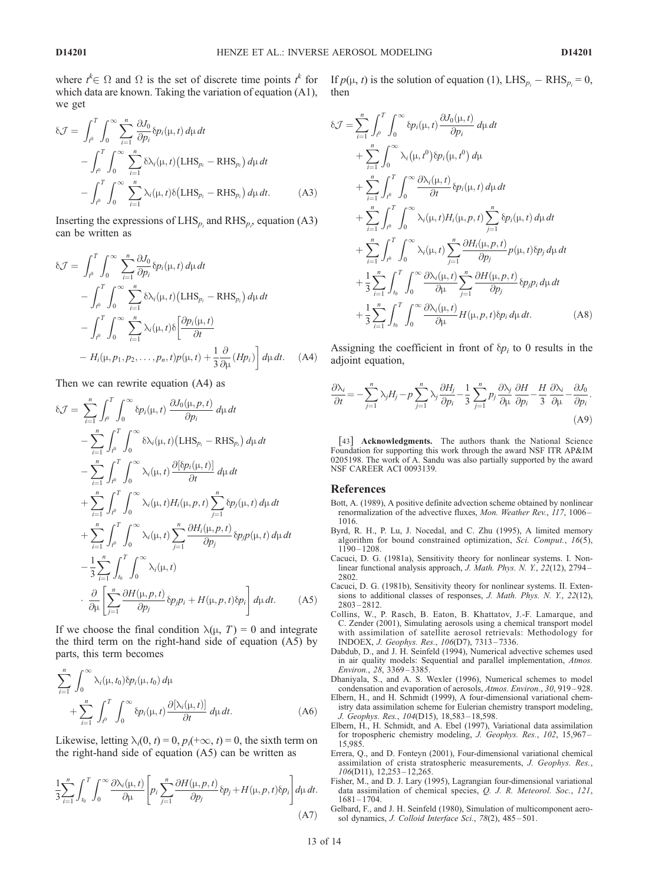where $t^k \in \Omega$ and $\Omega$ is the set of discrete time points $t^k$ for which data are known. Taking the variation of equation (A1), we get

$$
\begin{aligned}
\delta\mathcal{J} = & \int_{t^0}^{T}\int_0^{\infty}\sum_{i=1}^{n}\frac{\partial J_0}{\partial p_i}\delta p_i(\mu,t)\,d\mu\,dt \\
& - \int_{t^0}^{T}\int_0^{\infty}\sum_{i=1}^{n}\delta\lambda_i(\mu,t)\left(\mathrm{LHS}_{p_i}-\mathrm{RHS}_{p_i}\right)d\mu\,dt \\
& - \int_{t^0}^{T}\int_0^{\infty}\sum_{i=1}^{n}\lambda_i(\mu,t)\delta\left(\mathrm{LHS}_{p_i}-\mathrm{RHS}_{p_i}\right)d\mu\,dt. \qquad \text{(A3)}
\end{aligned}
$$

Inserting the expressions of $\mathrm{LHS}_{p_i}$ and $\mathrm{RHS}_{p_i}$, equation (A3) can be written as

$$
\begin{aligned}
\delta\mathcal{J} = & \int_{t^0}^{T}\int_0^{\infty}\sum_{i=1}^{n}\frac{\partial J_0}{\partial p_i}\delta p_i(\mu,t)\,d\mu\,dt \\
& - \int_{t^0}^{T}\int_0^{\infty}\sum_{i=1}^{n}\delta\lambda_i(\mu,t)\left(\mathrm{LHS}_{p_i}-\mathrm{RHS}_{p_i}\right)d\mu\,dt \\
& - \int_{t^0}^{T}\int_0^{\infty}\sum_{i=1}^{n}\lambda_i(\mu,t)\delta\left[\frac{\partial p_i(\mu,t)}{\partial t}\right. \\
& \left. - H_i(\mu,p_1,p_2,\ldots,p_n,t)p(\mu,t)+\frac{1}{3}\frac{\partial}{\partial\mu}(Hp_i)\right]d\mu\,dt. \qquad \text{(A4)}
\end{aligned}
$$

Then we can rewrite equation (A4) as

$$
\begin{aligned}
\delta\mathcal{J} = & \sum_{i=1}^{n}\int_{t^0}^{T}\int_0^{\infty}\delta p_i(\mu,t)\,\frac{\partial J_0(\mu,p,t)}{\partial p_i}\,d\mu\,dt \\
& - \sum_{i=1}^{n}\int_{t^0}^{T}\int_0^{\infty}\delta\lambda_i(\mu,t)\left(\mathrm{LHS}_{p_i}-\mathrm{RHS}_{p_i}\right)d\mu\,dt \\
& - \sum_{i=1}^{n}\int_{t^0}^{T}\int_0^{\infty}\lambda_i(\mu,t)\,\frac{\partial[\delta p_i(\mu,t)]}{\partial t}\,d\mu\,dt \\
& + \sum_{i=1}^{n}\int_{t^0}^{T}\int_0^{\infty}\lambda_i(\mu,t)H_i(\mu,p,t)\sum_{j=1}^{n}\delta p_j(\mu,t)\,d\mu\,dt \\
& + \sum_{i=1}^{n}\int_{t^0}^{T}\int_0^{\infty}\lambda_i(\mu,t)\sum_{j=1}^{n}\frac{\partial H_i(\mu,p,t)}{\partial p_j}\delta p_j p(\mu,t)\,d\mu\,dt \\
& - \frac{1}{3}\sum_{i=1}^{n}\int_{t_0}^{T}\int_0^{\infty}\lambda_i(\mu,t) \\
& \cdot\frac{\partial}{\partial\mu}\left[\sum_{j=1}^{n}\frac{\partial H(\mu,p,t)}{\partial p_j}\delta p_j p_i + H(\mu,p,t)\delta p_i\right]d\mu\,dt. \qquad \text{(A5)}
\end{aligned}
$$

If we choose the final condition $\lambda(\mu, T) = 0$ and integrate the third term on the right-hand side of equation (A5) by parts, this term becomes

$$
\begin{aligned}
& \sum_{i=1}^{n}\int_0^{\infty}\lambda_i(\mu,t_0)\delta p_i(\mu,t_0)\,d\mu \\
& + \sum_{i=1}^{n}\int_{t^0}^{T}\int_0^{\infty}\delta p_i(\mu,t)\frac{\partial[\lambda_i(\mu,t)]}{\partial t}\,d\mu\,dt. \qquad \text{(A6)}
\end{aligned}
$$

Likewise, letting $\lambda_i(0, t) = 0$, $p_i(+\infty, t) = 0$, the sixth term on the right-hand side of equation (A5) can be written as

$$
\frac{1}{3}\sum_{i=1}^{n}\int_{t_0}^{T}\int_0^{\infty}\frac{\partial\lambda_i(\mu,t)}{\partial\mu}\left[p_i\sum_{j=1}^{n}\frac{\partial H(\mu,p,t)}{\partial p_j}\delta p_j + H(\mu,p,t)\delta p_i\right]d\mu\,dt. \qquad \text{(A7)}
$$

If $p(\mu, t)$ is the solution of equation (1), $\mathrm{LHS}_{p_i} - \mathrm{RHS}_{p_i} = 0$, then

$$
\begin{aligned}
\delta\mathcal{J} = & \sum_{i=1}^{n}\int_{t^0}^{T}\int_0^{\infty}\delta p_i(\mu,t)\,\frac{\partial J_0(\mu,t)}{\partial p_i}\,d\mu\,dt \\
& + \sum_{i=1}^{n}\int_0^{\infty}\lambda_i\left(\mu,t^0\right)\delta p_i\left(\mu,t^0\right)d\mu \\
& + \sum_{i=1}^{n}\int_{t^0}^{T}\int_0^{\infty}\frac{\partial\lambda_i(\mu,t)}{\partial t}\delta p_i(\mu,t)\,d\mu\,dt \\
& + \sum_{i=1}^{n}\int_{t^0}^{T}\int_0^{\infty}\lambda_i(\mu,t)H_i(\mu,p,t)\sum_{j=1}^{n}\delta p_i(\mu,t)\,d\mu\,dt \\
& + \sum_{i=1}^{n}\int_{t^0}^{T}\int_0^{\infty}\lambda_i(\mu,t)\sum_{j=1}^{n}\frac{\partial H_i(\mu,p,t)}{\partial p_j}p(\mu,t)\delta p_j\,d\mu\,dt \\
& + \frac{1}{3}\sum_{i=1}^{n}\int_{t_0}^{T}\int_0^{\infty}\frac{\partial\lambda_i(\mu,t)}{\partial\mu}\sum_{j=1}^{n}\frac{\partial H(\mu,p,t)}{\partial p_j}\delta p_j p_i\,d\mu\,dt \\
& + \frac{1}{3}\sum_{i=1}^{n}\int_{t_0}^{T}\int_0^{\infty}\frac{\partial\lambda_i(\mu,t)}{\partial\mu}H(\mu,p,t)\delta p_i\,d\mu\,dt. \qquad \text{(A8)}
\end{aligned}
$$

Assigning the coefficient in front of $\delta p_i$ to 0 results in the adjoint equation,

$$
\frac{\partial\lambda_i}{\partial t} = -\sum_{j=1}^{n}\lambda_j H_j - p\sum_{j=1}^{n}\lambda_j\frac{\partial H_j}{\partial p_i} - \frac{1}{3}\sum_{j=1}^{n}p_j\frac{\partial\lambda_j}{\partial\mu}\frac{\partial H}{\partial p_i} - \frac{H}{3}\frac{\partial\lambda_i}{\partial\mu} - \frac{\partial J_0}{\partial p_i}. \qquad \text{(A9)}
$$

[43] **Acknowledgments.** The authors thank the National Science Foundation for supporting this work through the award NSF ITR AP&IM 0205198. The work of A. Sandu was also partially supported by the award NSF CAREER ACI 0093139.

## References

Bott, A. (1989), A positive definite advection scheme obtained by nonlinear renormalization of the advective fluxes, *Mon. Weather Rev.*, *117*, 1006–1016.

Byrd, R. H., P. Lu, J. Nocedal, and C. Zhu (1995), A limited memory algorithm for bound constrained optimization, *Sci. Comput.*, *16*(5), 1190–1208.

Cacuci, D. G. (1981a), Sensitivity theory for nonlinear systems. I. Nonlinear functional analysis approach, *J. Math. Phys. N. Y.*, *22*(12), 2794–2802.

Cacuci, D. G. (1981b), Sensitivity theory for nonlinear systems. II. Extensions to additional classes of responses, *J. Math. Phys. N. Y.*, *22*(12), 2803–2812.

Collins, W., P. Rasch, B. Eaton, B. Khattatov, J.-F. Lamarque, and C. Zender (2001), Simulating aerosols using a chemical transport model with assimilation of satellite aerosol retrievals: Methodology for INDOEX, *J. Geophys. Res.*, *106*(D7), 7313–7336.

Dabdub, D., and J. H. Seinfeld (1994), Numerical advective schemes used in air quality models: Sequential and parallel implementation, *Atmos. Environ.*, *28*, 3369–3385.

Dhaniyala, S., and A. S. Wexler (1996), Numerical schemes to model condensation and evaporation of aerosols, *Atmos. Environ.*, *30*, 919–928.

Elbern, H., and H. Schmidt (1999), A four-dimensional variational chemistry data assimilation scheme for Eulerian chemistry transport modeling, *J. Geophys. Res.*, *104*(D15), 18,583–18,598.

Elbern, H., H. Schmidt, and A. Ebel (1997), Variational data assimilation for tropospheric chemistry modeling, *J. Geophys. Res.*, *102*, 15,967–15,985.

Errera, Q., and D. Fonteyn (2001), Four-dimensional variational chemical assimilation of crista stratospheric measurements, *J. Geophys. Res.*, *106*(D11), 12,253–12,265.

Fisher, M., and D. J. Lary (1995), Lagrangian four-dimensional variational data assimilation of chemical species, *Q. J. R. Meteorol. Soc.*, *121*, 1681–1704.

Gelbard, F., and J. H. Seinfeld (1980), Simulation of multicomponent aerosol dynamics, *J. Colloid Interface Sci.*, *78*(2), 485–501.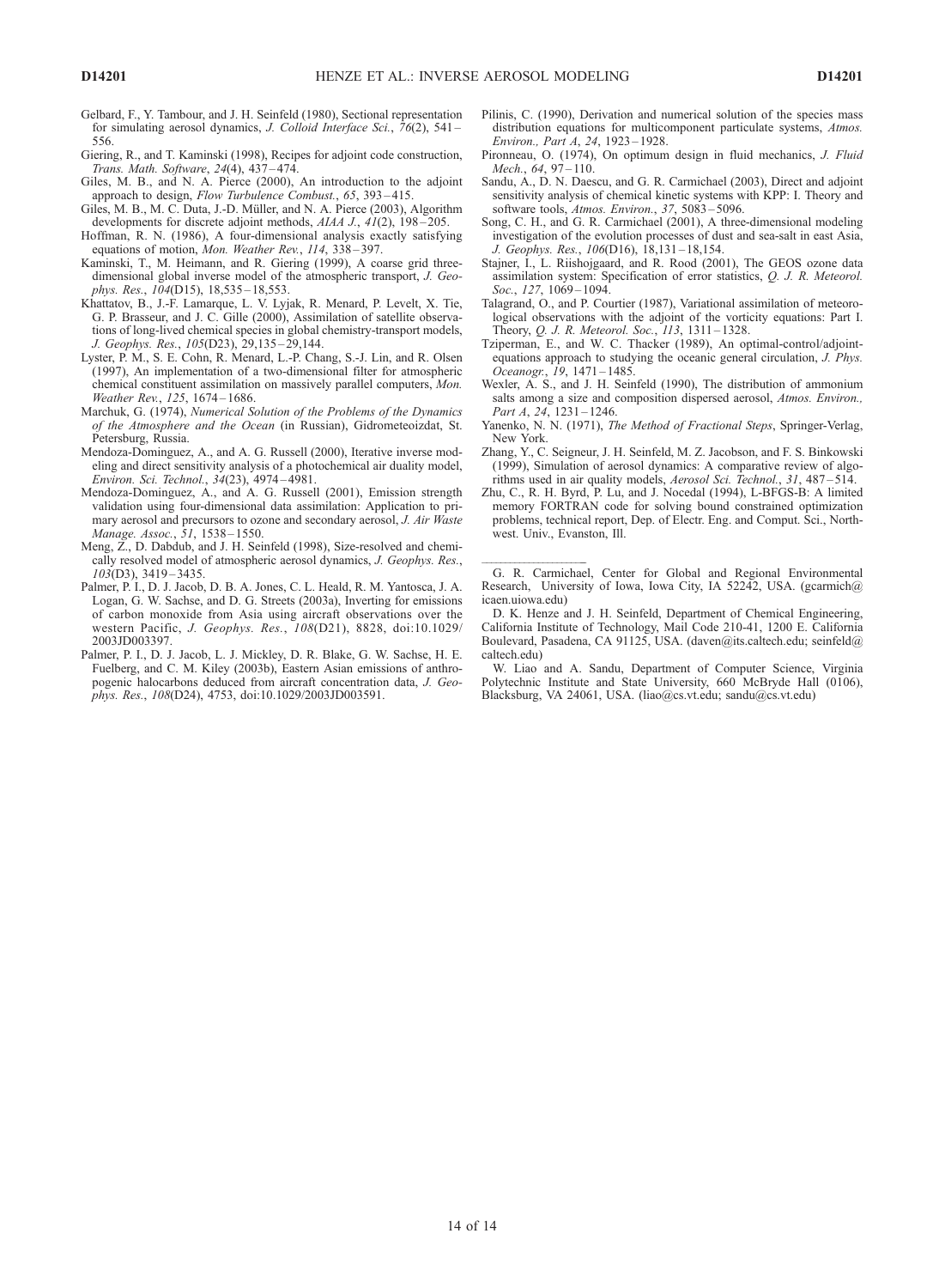Gelbard, F., Y. Tambour, and J. H. Seinfeld (1980), Sectional representation for simulating aerosol dynamics, *J. Colloid Interface Sci.*, *76*(2), 541–556.

Giering, R., and T. Kaminski (1998), Recipes for adjoint code construction, *Trans. Math. Software*, *24*(4), 437–474.

Giles, M. B., and N. A. Pierce (2000), An introduction to the adjoint approach to design, *Flow Turbulence Combust.*, *65*, 393–415.

Giles, M. B., M. C. Duta, J.-D. Müller, and N. A. Pierce (2003), Algorithm developments for discrete adjoint methods, *AIAA J.*, *41*(2), 198–205.

Hoffman, R. N. (1986), A four-dimensional analysis exactly satisfying equations of motion, *Mon. Weather Rev.*, *114*, 338–397.

Kaminski, T., M. Heimann, and R. Giering (1999), A coarse grid three-dimensional global inverse model of the atmospheric transport, *J. Geophys. Res.*, *104*(D15), 18,535–18,553.

Khattatov, B., J.-F. Lamarque, L. V. Lyjak, R. Menard, P. Levelt, X. Tie, G. P. Brasseur, and J. C. Gille (2000), Assimilation of satellite observations of long-lived chemical species in global chemistry-transport models, *J. Geophys. Res.*, *105*(D23), 29,135–29,144.

Lyster, P. M., S. E. Cohn, R. Menard, L.-P. Chang, S.-J. Lin, and R. Olsen (1997), An implementation of a two-dimensional filter for atmospheric chemical constituent assimilation on massively parallel computers, *Mon. Weather Rev.*, *125*, 1674–1686.

Marchuk, G. (1974), *Numerical Solution of the Problems of the Dynamics of the Atmosphere and the Ocean* (in Russian), Gidrometeoizdat, St. Petersburg, Russia.

Mendoza-Dominguez, A., and A. G. Russell (2000), Iterative inverse modeling and direct sensitivity analysis of a photochemical air duality model, *Environ. Sci. Technol.*, *34*(23), 4974–4981.

Mendoza-Dominguez, A., and A. G. Russell (2001), Emission strength validation using four-dimensional data assimilation: Application to primary aerosol and precursors to ozone and secondary aerosol, *J. Air Waste Manage. Assoc.*, *51*, 1538–1550.

Meng, Z., D. Dabdub, and J. H. Seinfeld (1998), Size-resolved and chemically resolved model of atmospheric aerosol dynamics, *J. Geophys. Res.*, *103*(D3), 3419–3435.

Palmer, P. I., D. J. Jacob, D. B. A. Jones, C. L. Heald, R. M. Yantosca, J. A. Logan, G. W. Sachse, and D. G. Streets (2003a), Inverting for emissions of carbon monoxide from Asia using aircraft observations over the western Pacific, *J. Geophys. Res.*, *108*(D21), 8828, doi:10.1029/2003JD003397.

Palmer, P. I., D. J. Jacob, L. J. Mickley, D. R. Blake, G. W. Sachse, H. E. Fuelberg, and C. M. Kiley (2003b), Eastern Asian emissions of anthropogenic halocarbons deduced from aircraft concentration data, *J. Geophys. Res.*, *108*(D24), 4753, doi:10.1029/2003JD003591.

Pilinis, C. (1990), Derivation and numerical solution of the species mass distribution equations for multicomponent particulate systems, *Atmos. Environ., Part A*, *24*, 1923–1928.

Pironneau, O. (1974), On optimum design in fluid mechanics, *J. Fluid Mech.*, *64*, 97–110.

Sandu, A., D. N. Daescu, and G. R. Carmichael (2003), Direct and adjoint sensitivity analysis of chemical kinetic systems with KPP: I. Theory and software tools, *Atmos. Environ.*, *37*, 5083–5096.

Song, C. H., and G. R. Carmichael (2001), A three-dimensional modeling investigation of the evolution processes of dust and sea-salt in east Asia, *J. Geophys. Res.*, *106*(D16), 18,131–18,154.

Stajner, I., L. Riishojgaard, and R. Rood (2001), The GEOS ozone data assimilation system: Specification of error statistics, *Q. J. R. Meteorol. Soc.*, *127*, 1069–1094.

Talagrand, O., and P. Courtier (1987), Variational assimilation of meteorological observations with the adjoint of the vorticity equations: Part I. Theory, *Q. J. R. Meteorol. Soc.*, *113*, 1311–1328.

Tziperman, E., and W. C. Thacker (1989), An optimal-control/adjoint-equations approach to studying the oceanic general circulation, *J. Phys. Oceanogr.*, *19*, 1471–1485.

Wexler, A. S., and J. H. Seinfeld (1990), The distribution of ammonium salts among a size and composition dispersed aerosol, *Atmos. Environ., Part A*, *24*, 1231–1246.

Yanenko, N. N. (1971), *The Method of Fractional Steps*, Springer-Verlag, New York.

Zhang, Y., C. Seigneur, J. H. Seinfeld, M. Z. Jacobson, and F. S. Binkowski (1999), Simulation of aerosol dynamics: A comparative review of algorithms used in air quality models, *Aerosol Sci. Technol.*, *31*, 487–514.

Zhu, C., R. H. Byrd, P. Lu, and J. Nocedal (1994), L-BFGS-B: A limited memory FORTRAN code for solving bound constrained optimization problems, technical report, Dep. of Electr. Eng. and Comput. Sci., Northwest. Univ., Evanston, Ill.

---

G. R. Carmichael, Center for Global and Regional Environmental Research, University of Iowa, Iowa City, IA 52242, USA. (gcarmich@icaen.uiowa.edu)

D. K. Henze and J. H. Seinfeld, Department of Chemical Engineering, California Institute of Technology, Mail Code 210-41, 1200 E. California Boulevard, Pasadena, CA 91125, USA. (daven@its.caltech.edu; seinfeld@caltech.edu)

W. Liao and A. Sandu, Department of Computer Science, Virginia Polytechnic Institute and State University, 660 McBryde Hall (0106), Blacksburg, VA 24061, USA. (liao@cs.vt.edu; sandu@cs.vt.edu)